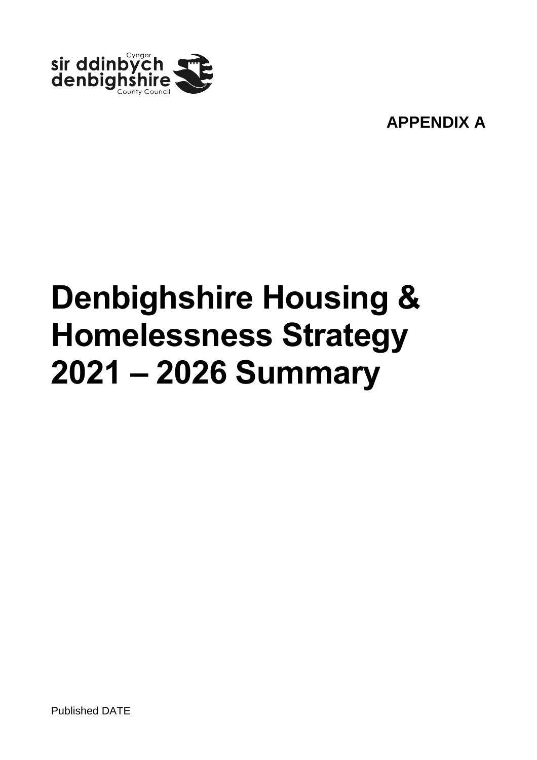**APPENDIX A**

# Denbighshire Housing & Homelessness Strategy 2021 – 2026 Summary

Published DATE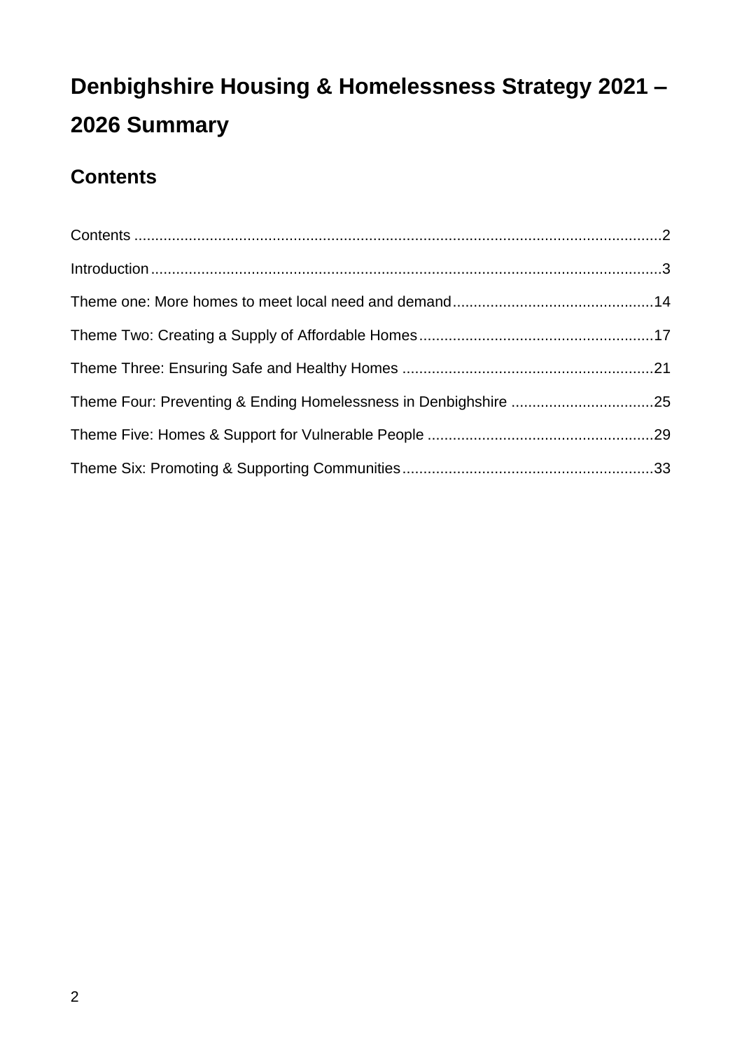# Denbighshire Housing & Homelessness Strategy 2021 – 2026 Summary

## Contents

Contents ..............................................................................................................................2

Introduction...........................................................................................................................3

Theme one: More homes to meet local need and demand................................................14

Theme Two: Creating a Supply of Affordable Homes........................................................17

Theme Three: Ensuring Safe and Healthy Homes ............................................................21

Theme Four: Preventing & Ending Homelessness in Denbighshire ..................................25

Theme Five: Homes & Support for Vulnerable People ......................................................29

Theme Six: Promoting & Supporting Communities............................................................33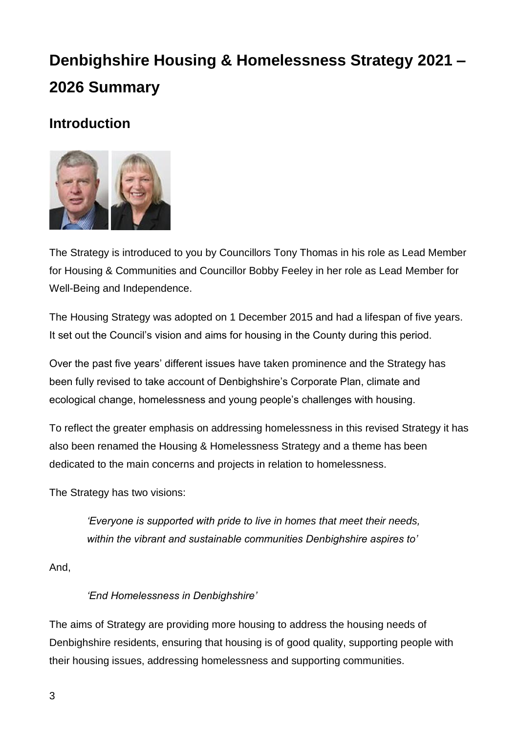# Denbighshire Housing & Homelessness Strategy 2021 – 2026 Summary

## Introduction

The Strategy is introduced to you by Councillors Tony Thomas in his role as Lead Member for Housing & Communities and Councillor Bobby Feeley in her role as Lead Member for Well-Being and Independence.

The Housing Strategy was adopted on 1 December 2015 and had a lifespan of five years. It set out the Council's vision and aims for housing in the County during this period.

Over the past five years' different issues have taken prominence and the Strategy has been fully revised to take account of Denbighshire's Corporate Plan, climate and ecological change, homelessness and young people's challenges with housing.

To reflect the greater emphasis on addressing homelessness in this revised Strategy it has also been renamed the Housing & Homelessness Strategy and a theme has been dedicated to the main concerns and projects in relation to homelessness.

The Strategy has two visions:

> *'Everyone is supported with pride to live in homes that meet their needs, within the vibrant and sustainable communities Denbighshire aspires to'*

And,

> *'End Homelessness in Denbighshire'*

The aims of Strategy are providing more housing to address the housing needs of Denbighshire residents, ensuring that housing is of good quality, supporting people with their housing issues, addressing homelessness and supporting communities.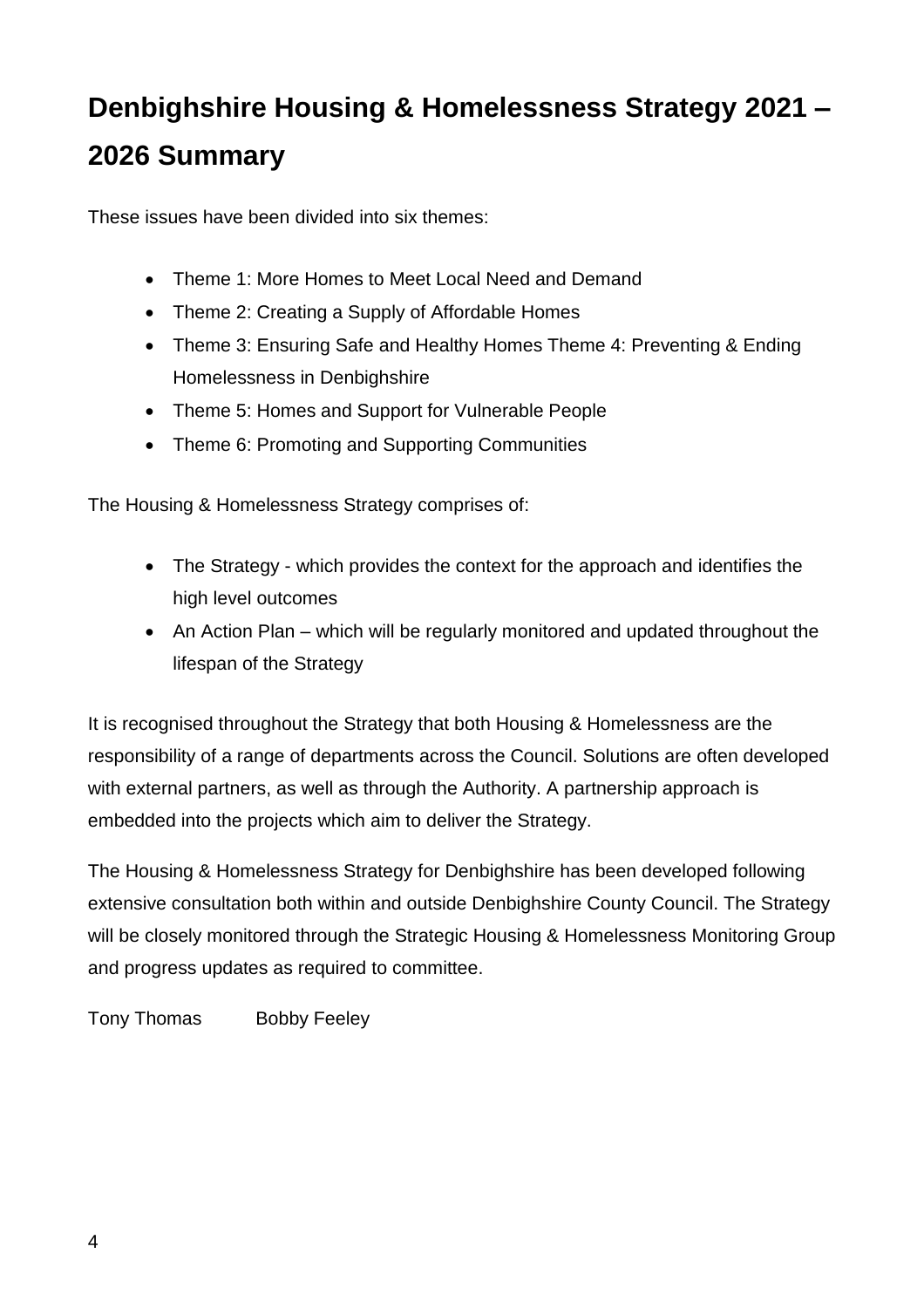# Denbighshire Housing & Homelessness Strategy 2021 – 2026 Summary

These issues have been divided into six themes:

- Theme 1: More Homes to Meet Local Need and Demand
- Theme 2: Creating a Supply of Affordable Homes
- Theme 3: Ensuring Safe and Healthy Homes Theme 4: Preventing & Ending Homelessness in Denbighshire
- Theme 5: Homes and Support for Vulnerable People
- Theme 6: Promoting and Supporting Communities

The Housing & Homelessness Strategy comprises of:

- The Strategy - which provides the context for the approach and identifies the high level outcomes
- An Action Plan – which will be regularly monitored and updated throughout the lifespan of the Strategy

It is recognised throughout the Strategy that both Housing & Homelessness are the responsibility of a range of departments across the Council. Solutions are often developed with external partners, as well as through the Authority. A partnership approach is embedded into the projects which aim to deliver the Strategy.

The Housing & Homelessness Strategy for Denbighshire has been developed following extensive consultation both within and outside Denbighshire County Council. The Strategy will be closely monitored through the Strategic Housing & Homelessness Monitoring Group and progress updates as required to committee.

Tony Thomas     Bobby Feeley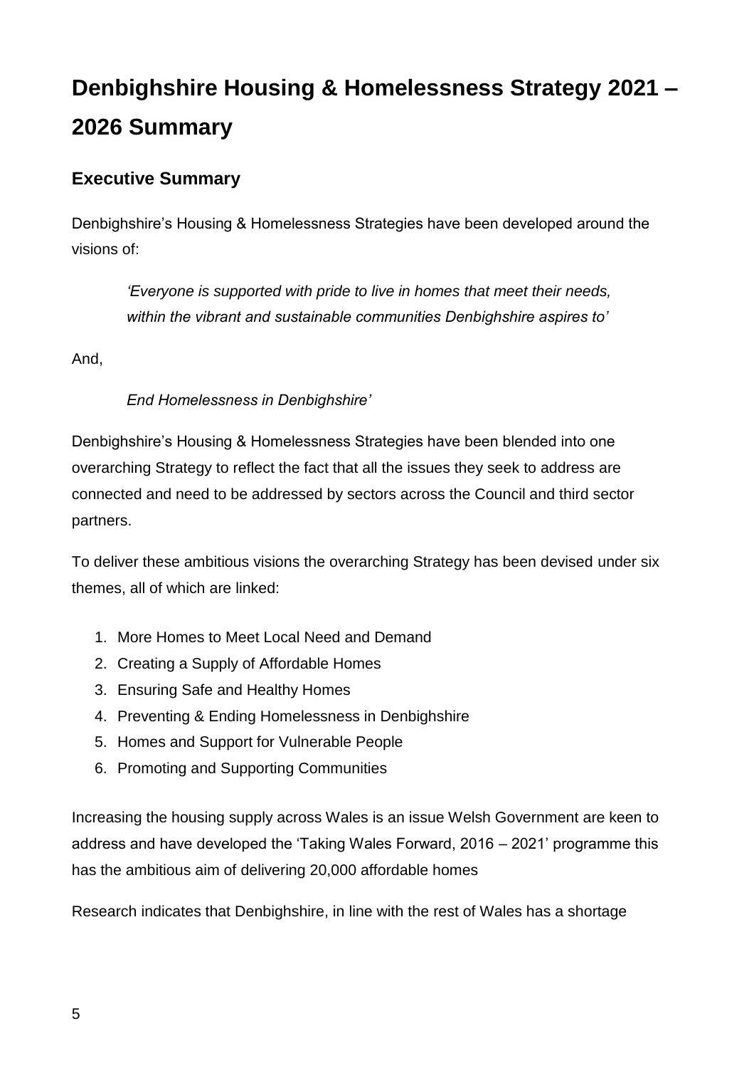# Denbighshire Housing & Homelessness Strategy 2021 – 2026 Summary

## Executive Summary

Denbighshire's Housing & Homelessness Strategies have been developed around the visions of:

> *'Everyone is supported with pride to live in homes that meet their needs, within the vibrant and sustainable communities Denbighshire aspires to'*

And,

> *End Homelessness in Denbighshire'*

Denbighshire's Housing & Homelessness Strategies have been blended into one overarching Strategy to reflect the fact that all the issues they seek to address are connected and need to be addressed by sectors across the Council and third sector partners.

To deliver these ambitious visions the overarching Strategy has been devised under six themes, all of which are linked:

1. More Homes to Meet Local Need and Demand
2. Creating a Supply of Affordable Homes
3. Ensuring Safe and Healthy Homes
4. Preventing & Ending Homelessness in Denbighshire
5. Homes and Support for Vulnerable People
6. Promoting and Supporting Communities

Increasing the housing supply across Wales is an issue Welsh Government are keen to address and have developed the 'Taking Wales Forward, 2016 – 2021' programme this has the ambitious aim of delivering 20,000 affordable homes

Research indicates that Denbighshire, in line with the rest of Wales has a shortage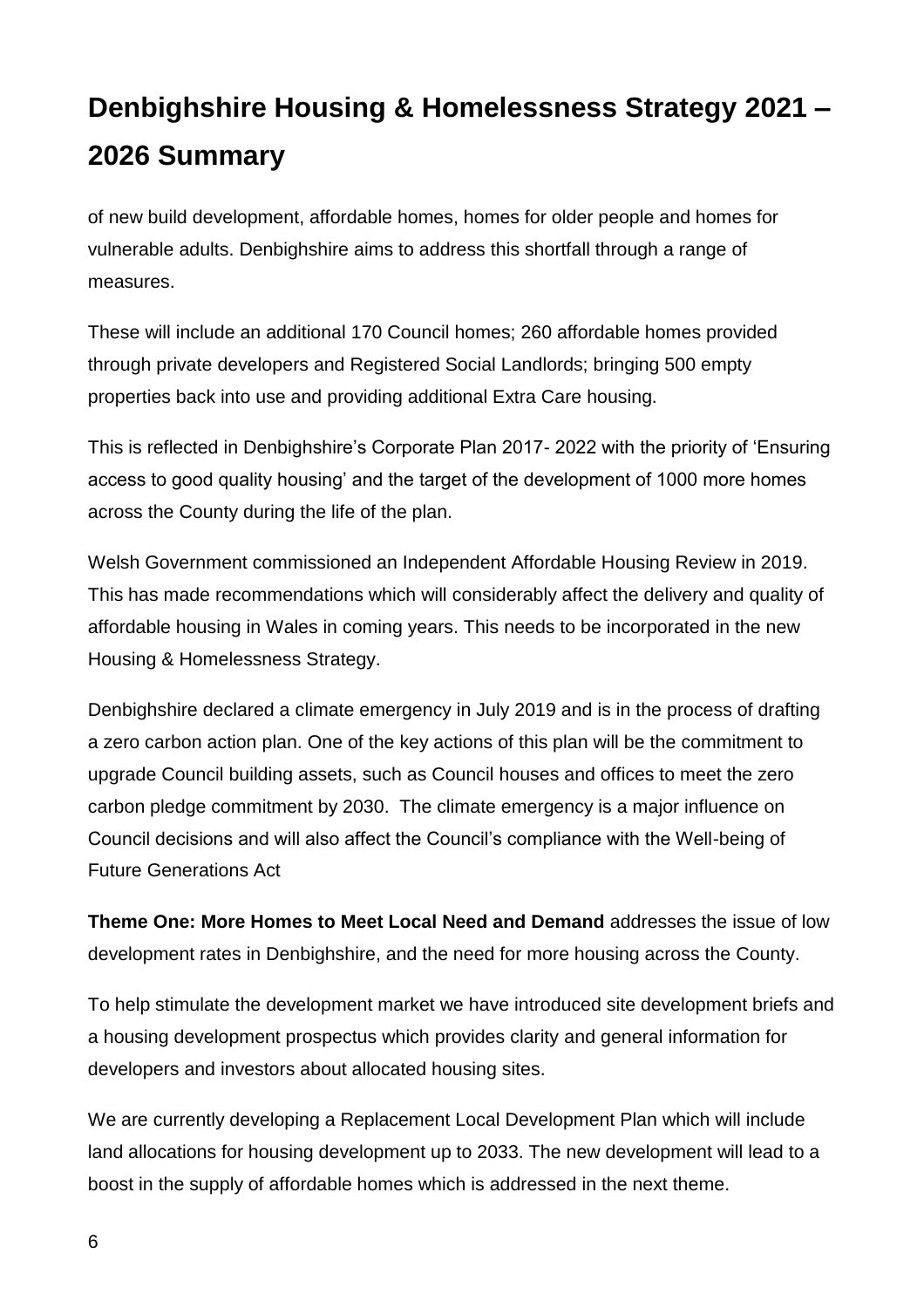# Denbighshire Housing & Homelessness Strategy 2021 – 2026 Summary

of new build development, affordable homes, homes for older people and homes for vulnerable adults. Denbighshire aims to address this shortfall through a range of measures.

These will include an additional 170 Council homes; 260 affordable homes provided through private developers and Registered Social Landlords; bringing 500 empty properties back into use and providing additional Extra Care housing.

This is reflected in Denbighshire's Corporate Plan 2017- 2022 with the priority of 'Ensuring access to good quality housing' and the target of the development of 1000 more homes across the County during the life of the plan.

Welsh Government commissioned an Independent Affordable Housing Review in 2019. This has made recommendations which will considerably affect the delivery and quality of affordable housing in Wales in coming years. This needs to be incorporated in the new Housing & Homelessness Strategy.

Denbighshire declared a climate emergency in July 2019 and is in the process of drafting a zero carbon action plan. One of the key actions of this plan will be the commitment to upgrade Council building assets, such as Council houses and offices to meet the zero carbon pledge commitment by 2030. The climate emergency is a major influence on Council decisions and will also affect the Council's compliance with the Well-being of Future Generations Act

**Theme One: More Homes to Meet Local Need and Demand** addresses the issue of low development rates in Denbighshire, and the need for more housing across the County.

To help stimulate the development market we have introduced site development briefs and a housing development prospectus which provides clarity and general information for developers and investors about allocated housing sites.

We are currently developing a Replacement Local Development Plan which will include land allocations for housing development up to 2033. The new development will lead to a boost in the supply of affordable homes which is addressed in the next theme.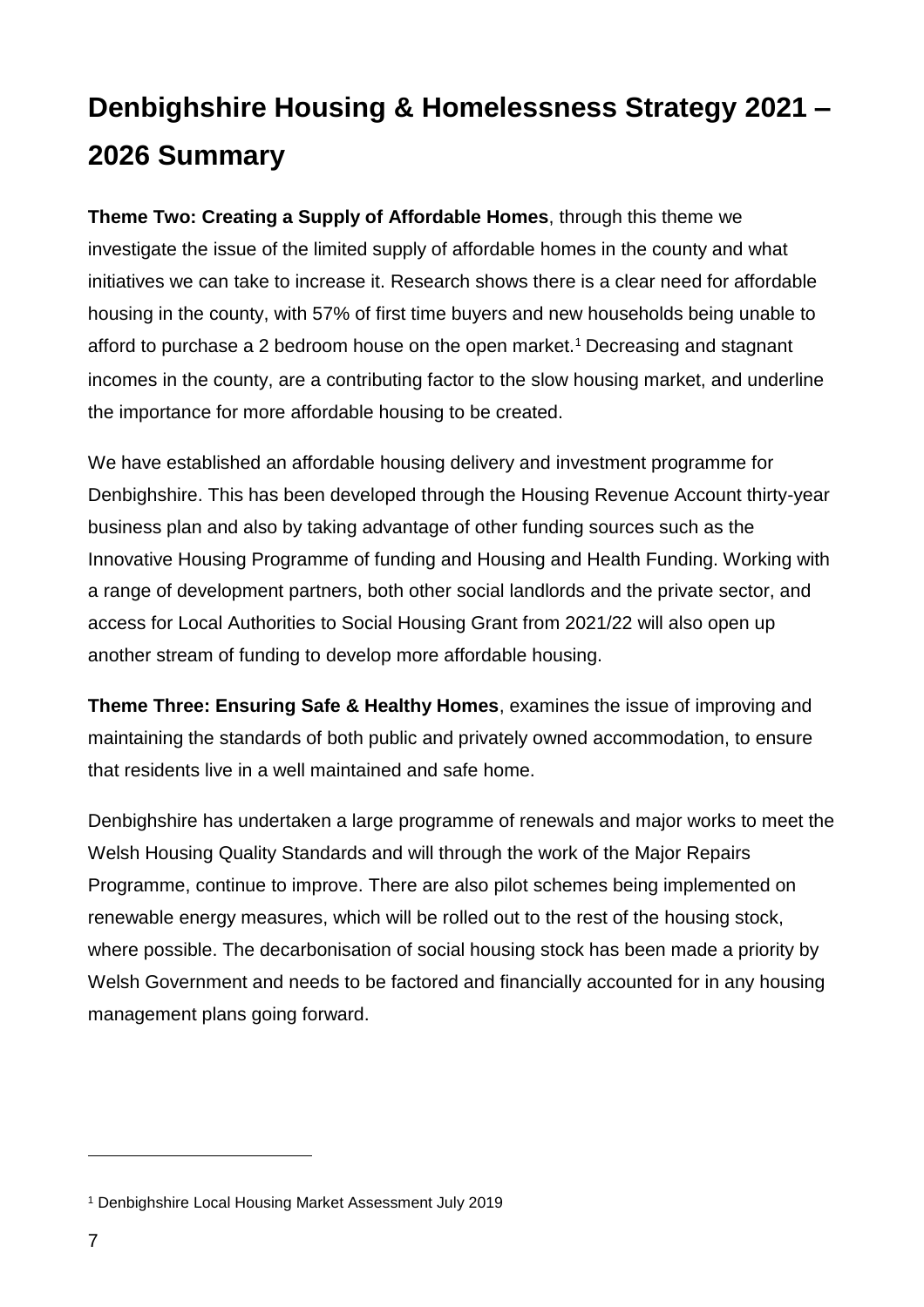# Denbighshire Housing & Homelessness Strategy 2021 – 2026 Summary

**Theme Two: Creating a Supply of Affordable Homes**, through this theme we investigate the issue of the limited supply of affordable homes in the county and what initiatives we can take to increase it. Research shows there is a clear need for affordable housing in the county, with 57% of first time buyers and new households being unable to afford to purchase a 2 bedroom house on the open market.[1] Decreasing and stagnant incomes in the county, are a contributing factor to the slow housing market, and underline the importance for more affordable housing to be created.

We have established an affordable housing delivery and investment programme for Denbighshire. This has been developed through the Housing Revenue Account thirty-year business plan and also by taking advantage of other funding sources such as the Innovative Housing Programme of funding and Housing and Health Funding. Working with a range of development partners, both other social landlords and the private sector, and access for Local Authorities to Social Housing Grant from 2021/22 will also open up another stream of funding to develop more affordable housing.

**Theme Three: Ensuring Safe & Healthy Homes**, examines the issue of improving and maintaining the standards of both public and privately owned accommodation, to ensure that residents live in a well maintained and safe home.

Denbighshire has undertaken a large programme of renewals and major works to meet the Welsh Housing Quality Standards and will through the work of the Major Repairs Programme, continue to improve. There are also pilot schemes being implemented on renewable energy measures, which will be rolled out to the rest of the housing stock, where possible. The decarbonisation of social housing stock has been made a priority by Welsh Government and needs to be factored and financially accounted for in any housing management plans going forward.

---

[1] Denbighshire Local Housing Market Assessment July 2019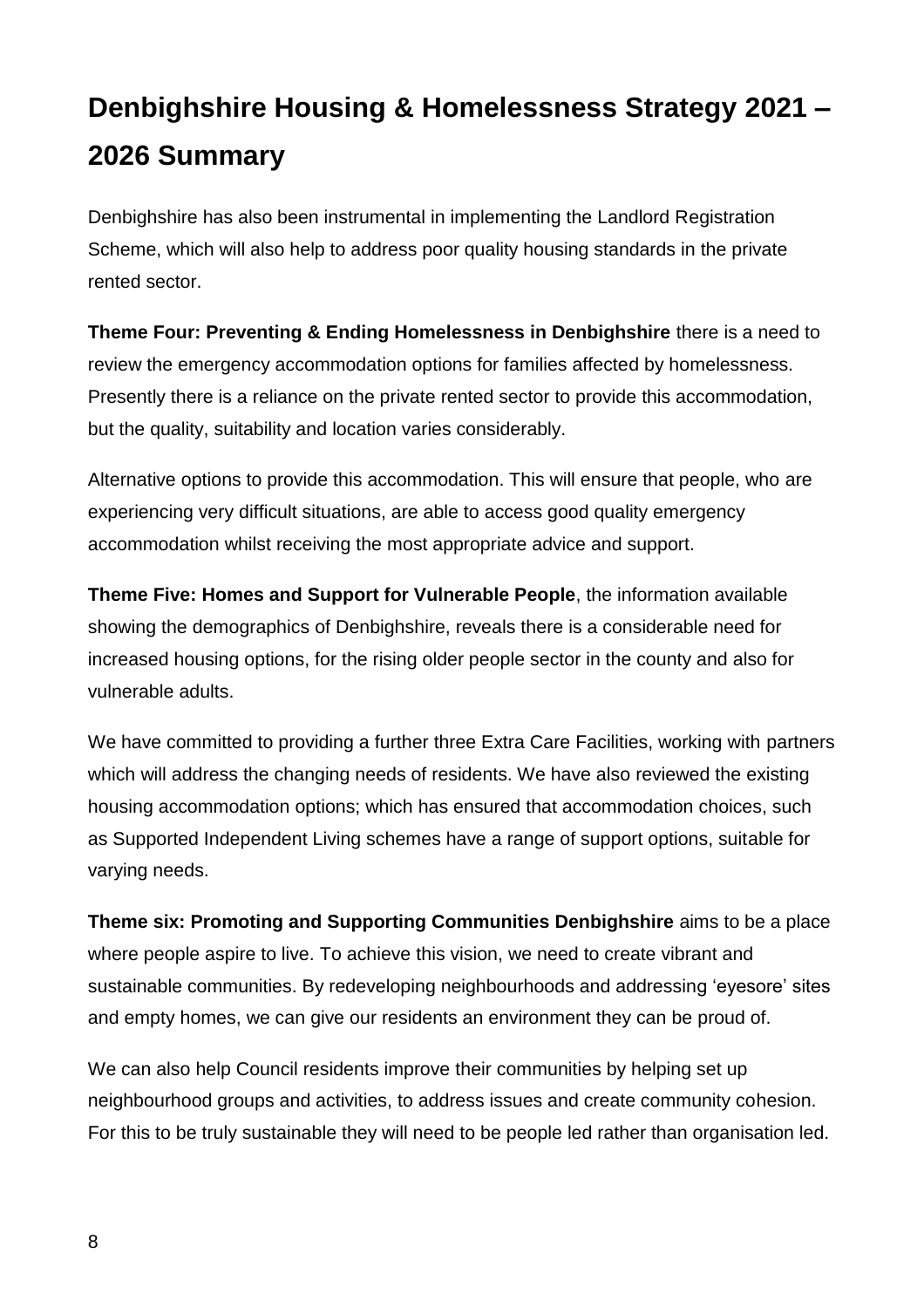# Denbighshire Housing & Homelessness Strategy 2021 – 2026 Summary

Denbighshire has also been instrumental in implementing the Landlord Registration Scheme, which will also help to address poor quality housing standards in the private rented sector.

**Theme Four: Preventing & Ending Homelessness in Denbighshire** there is a need to review the emergency accommodation options for families affected by homelessness. Presently there is a reliance on the private rented sector to provide this accommodation, but the quality, suitability and location varies considerably.

Alternative options to provide this accommodation. This will ensure that people, who are experiencing very difficult situations, are able to access good quality emergency accommodation whilst receiving the most appropriate advice and support.

**Theme Five: Homes and Support for Vulnerable People**, the information available showing the demographics of Denbighshire, reveals there is a considerable need for increased housing options, for the rising older people sector in the county and also for vulnerable adults.

We have committed to providing a further three Extra Care Facilities, working with partners which will address the changing needs of residents. We have also reviewed the existing housing accommodation options; which has ensured that accommodation choices, such as Supported Independent Living schemes have a range of support options, suitable for varying needs.

**Theme six: Promoting and Supporting Communities Denbighshire** aims to be a place where people aspire to live. To achieve this vision, we need to create vibrant and sustainable communities. By redeveloping neighbourhoods and addressing 'eyesore' sites and empty homes, we can give our residents an environment they can be proud of.

We can also help Council residents improve their communities by helping set up neighbourhood groups and activities, to address issues and create community cohesion. For this to be truly sustainable they will need to be people led rather than organisation led.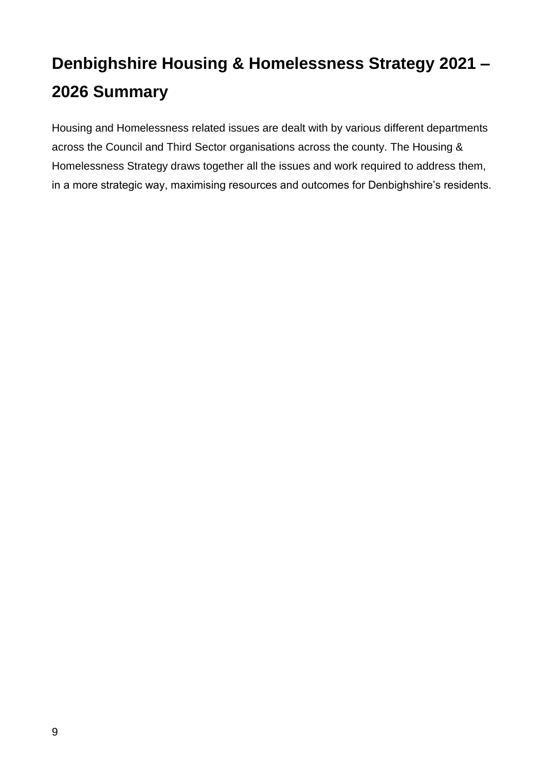# Denbighshire Housing & Homelessness Strategy 2021 – 2026 Summary

Housing and Homelessness related issues are dealt with by various different departments across the Council and Third Sector organisations across the county. The Housing & Homelessness Strategy draws together all the issues and work required to address them, in a more strategic way, maximising resources and outcomes for Denbighshire's residents.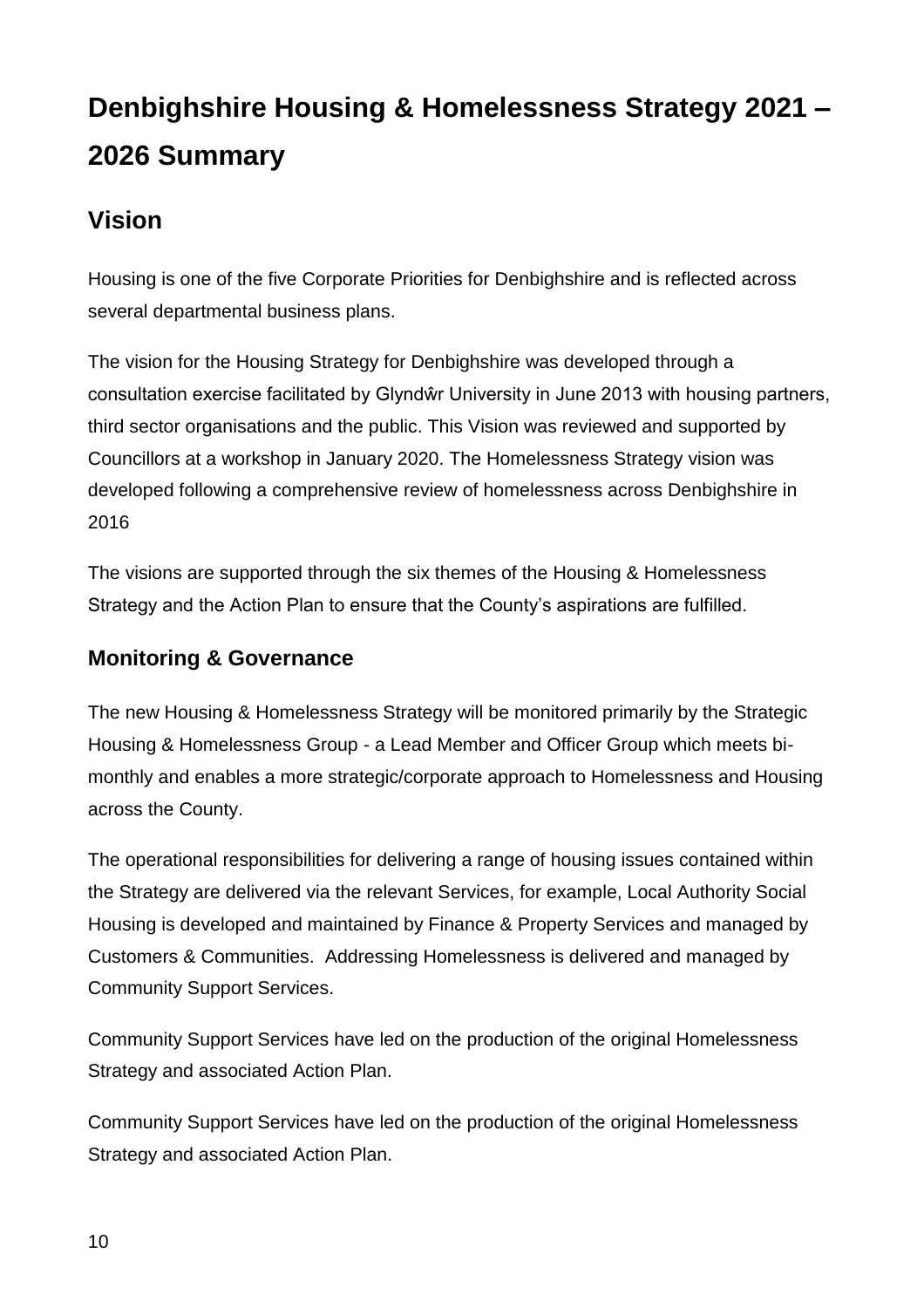# Denbighshire Housing & Homelessness Strategy 2021 – 2026 Summary

## Vision

Housing is one of the five Corporate Priorities for Denbighshire and is reflected across several departmental business plans.

The vision for the Housing Strategy for Denbighshire was developed through a consultation exercise facilitated by Glyndŵr University in June 2013 with housing partners, third sector organisations and the public. This Vision was reviewed and supported by Councillors at a workshop in January 2020. The Homelessness Strategy vision was developed following a comprehensive review of homelessness across Denbighshire in 2016

The visions are supported through the six themes of the Housing & Homelessness Strategy and the Action Plan to ensure that the County's aspirations are fulfilled.

### Monitoring & Governance

The new Housing & Homelessness Strategy will be monitored primarily by the Strategic Housing & Homelessness Group - a Lead Member and Officer Group which meets bi-monthly and enables a more strategic/corporate approach to Homelessness and Housing across the County.

The operational responsibilities for delivering a range of housing issues contained within the Strategy are delivered via the relevant Services, for example, Local Authority Social Housing is developed and maintained by Finance & Property Services and managed by Customers & Communities. Addressing Homelessness is delivered and managed by Community Support Services.

Community Support Services have led on the production of the original Homelessness Strategy and associated Action Plan.

Community Support Services have led on the production of the original Homelessness Strategy and associated Action Plan.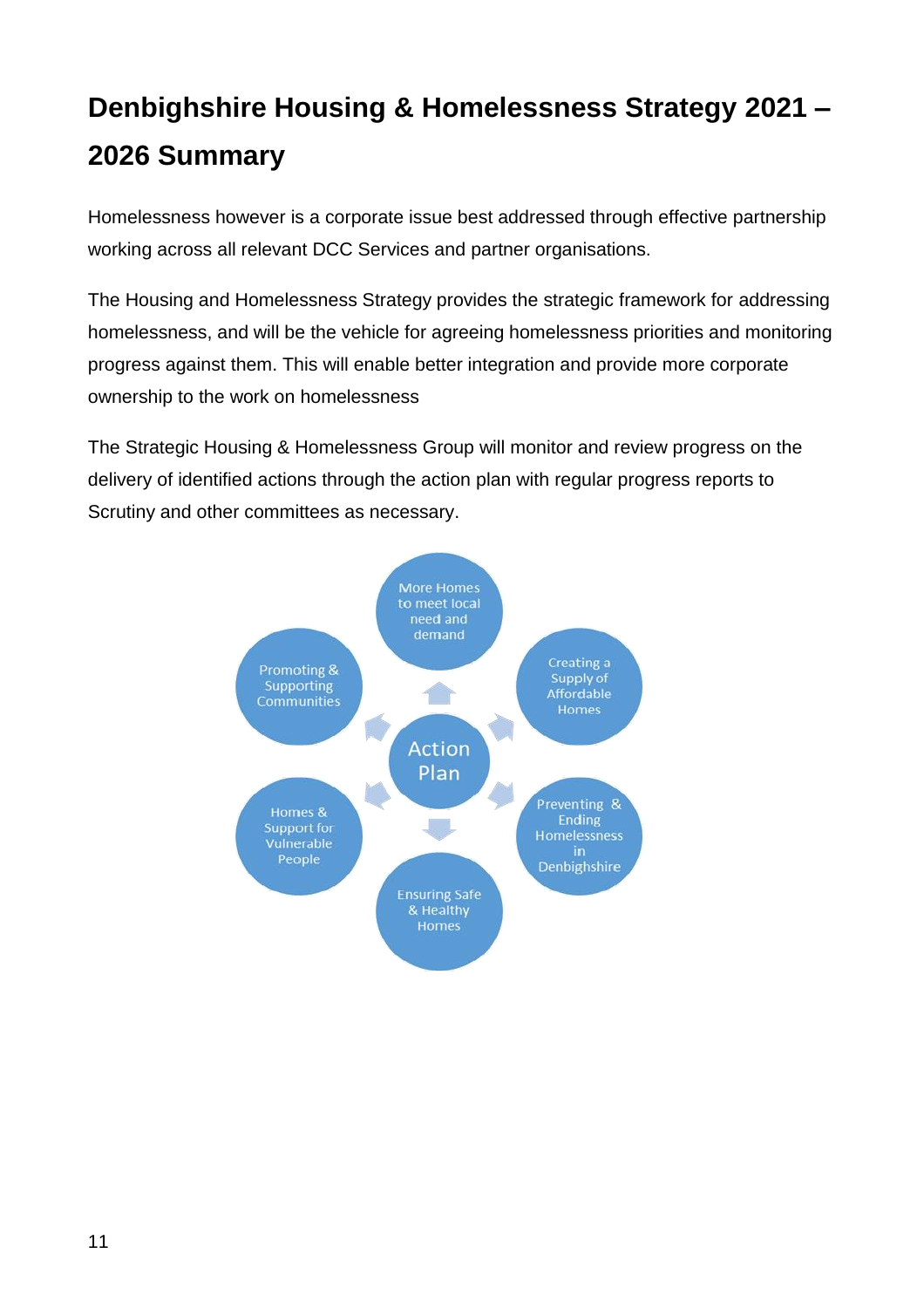# Denbighshire Housing & Homelessness Strategy 2021 – 2026 Summary

Homelessness however is a corporate issue best addressed through effective partnership working across all relevant DCC Services and partner organisations.

The Housing and Homelessness Strategy provides the strategic framework for addressing homelessness, and will be the vehicle for agreeing homelessness priorities and monitoring progress against them. This will enable better integration and provide more corporate ownership to the work on homelessness

The Strategic Housing & Homelessness Group will monitor and review progress on the delivery of identified actions through the action plan with regular progress reports to Scrutiny and other committees as necessary.

Action Plan

- More Homes to meet local need and demand
- Creating a Supply of Affordable Homes
- Preventing & Ending Homelessness in Denbighshire
- Ensuring Safe & Healthy Homes
- Homes & Support for Vulnerable People
- Promoting & Supporting Communities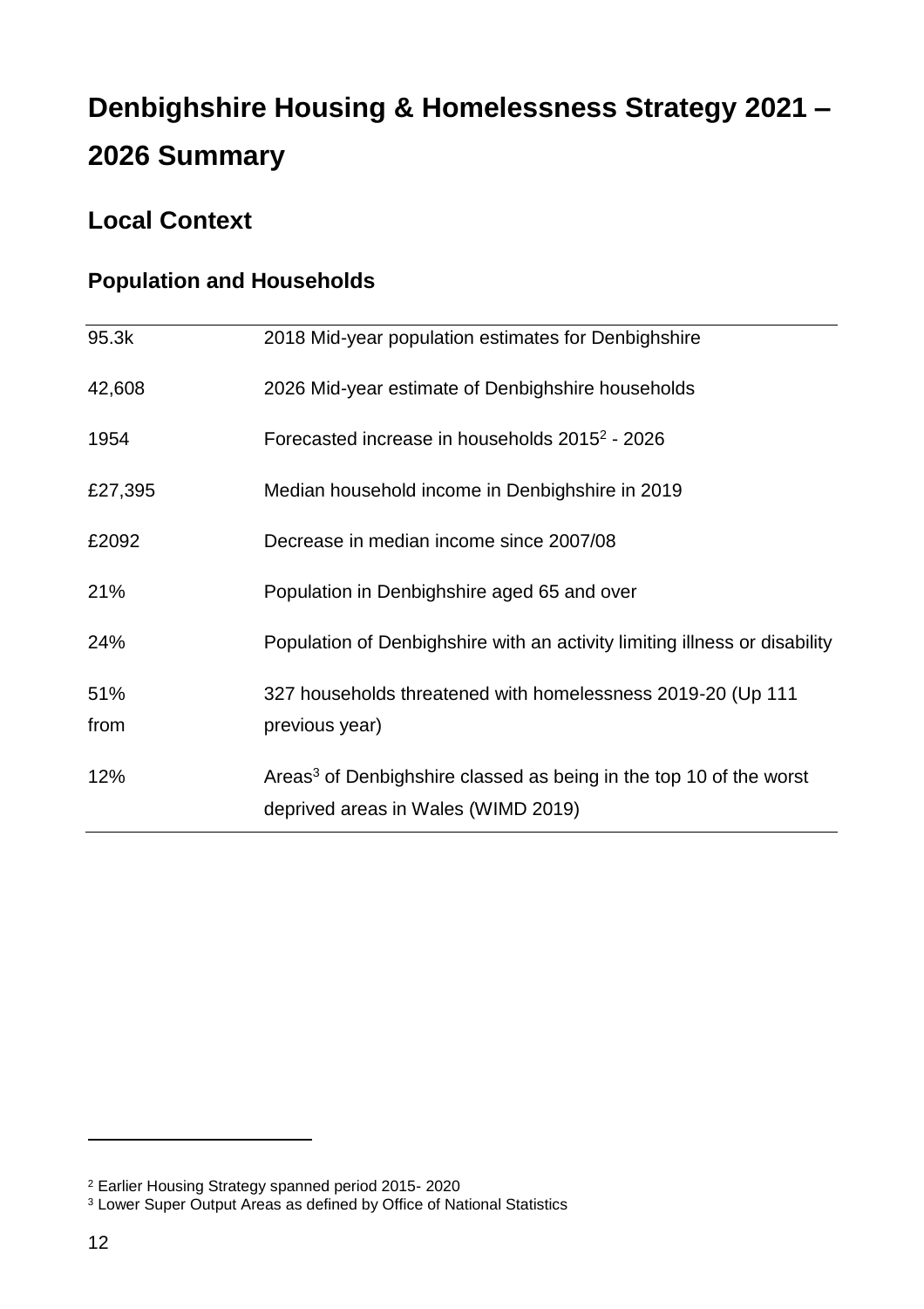# Denbighshire Housing & Homelessness Strategy 2021 – 2026 Summary

## Local Context

### Population and Households

| | |
|---|---|
| 95.3k | 2018 Mid-year population estimates for Denbighshire |
| 42,608 | 2026 Mid-year estimate of Denbighshire households |
| 1954 | Forecasted increase in households 2015[2] - 2026 |
| £27,395 | Median household income in Denbighshire in 2019 |
| £2092 | Decrease in median income since 2007/08 |
| 21% | Population in Denbighshire aged 65 and over |
| 24% | Population of Denbighshire with an activity limiting illness or disability |
| 51% from | 327 households threatened with homelessness 2019-20 (Up 111 previous year) |
| 12% | Areas[3] of Denbighshire classed as being in the top 10 of the worst deprived areas in Wales (WIMD 2019) |

[2] Earlier Housing Strategy spanned period 2015- 2020

[3] Lower Super Output Areas as defined by Office of National Statistics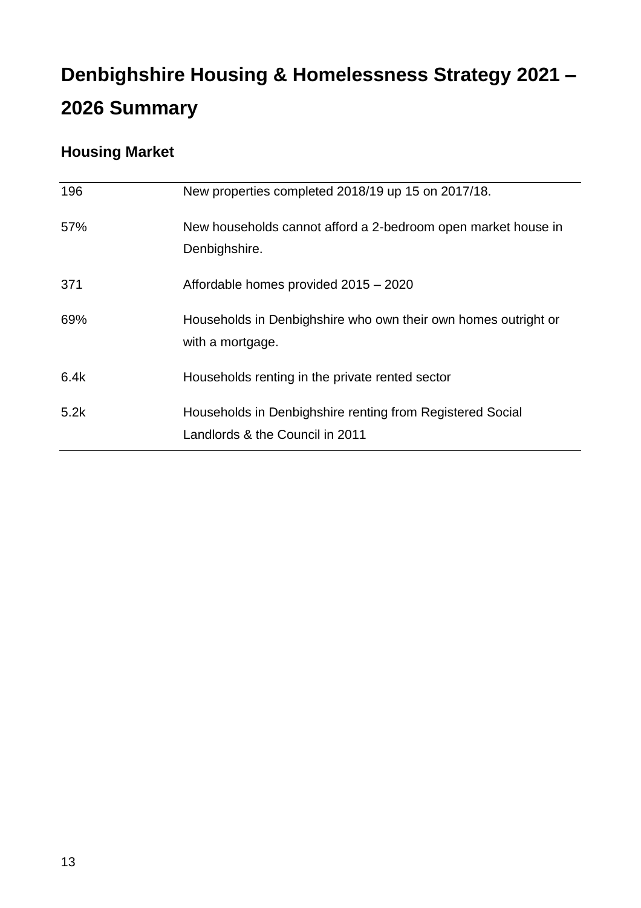# Denbighshire Housing & Homelessness Strategy 2021 – 2026 Summary

## Housing Market

| | |
|---|---|
| 196 | New properties completed 2018/19 up 15 on 2017/18. |
| 57% | New households cannot afford a 2-bedroom open market house in Denbighshire. |
| 371 | Affordable homes provided 2015 – 2020 |
| 69% | Households in Denbighshire who own their own homes outright or with a mortgage. |
| 6.4k | Households renting in the private rented sector |
| 5.2k | Households in Denbighshire renting from Registered Social Landlords & the Council in 2011 |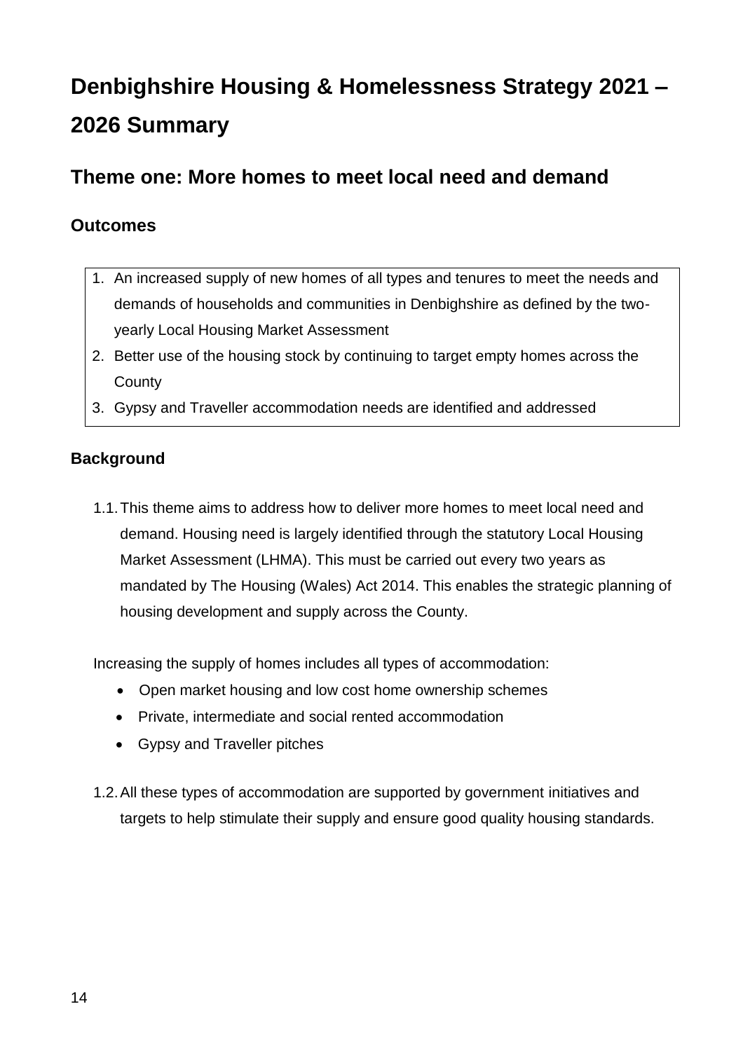# Denbighshire Housing & Homelessness Strategy 2021 – 2026 Summary

## Theme one: More homes to meet local need and demand

### Outcomes

1. An increased supply of new homes of all types and tenures to meet the needs and demands of households and communities in Denbighshire as defined by the two-yearly Local Housing Market Assessment
2. Better use of the housing stock by continuing to target empty homes across the County
3. Gypsy and Traveller accommodation needs are identified and addressed

### Background

1.1. This theme aims to address how to deliver more homes to meet local need and demand. Housing need is largely identified through the statutory Local Housing Market Assessment (LHMA). This must be carried out every two years as mandated by The Housing (Wales) Act 2014. This enables the strategic planning of housing development and supply across the County.

Increasing the supply of homes includes all types of accommodation:

- Open market housing and low cost home ownership schemes
- Private, intermediate and social rented accommodation
- Gypsy and Traveller pitches

1.2. All these types of accommodation are supported by government initiatives and targets to help stimulate their supply and ensure good quality housing standards.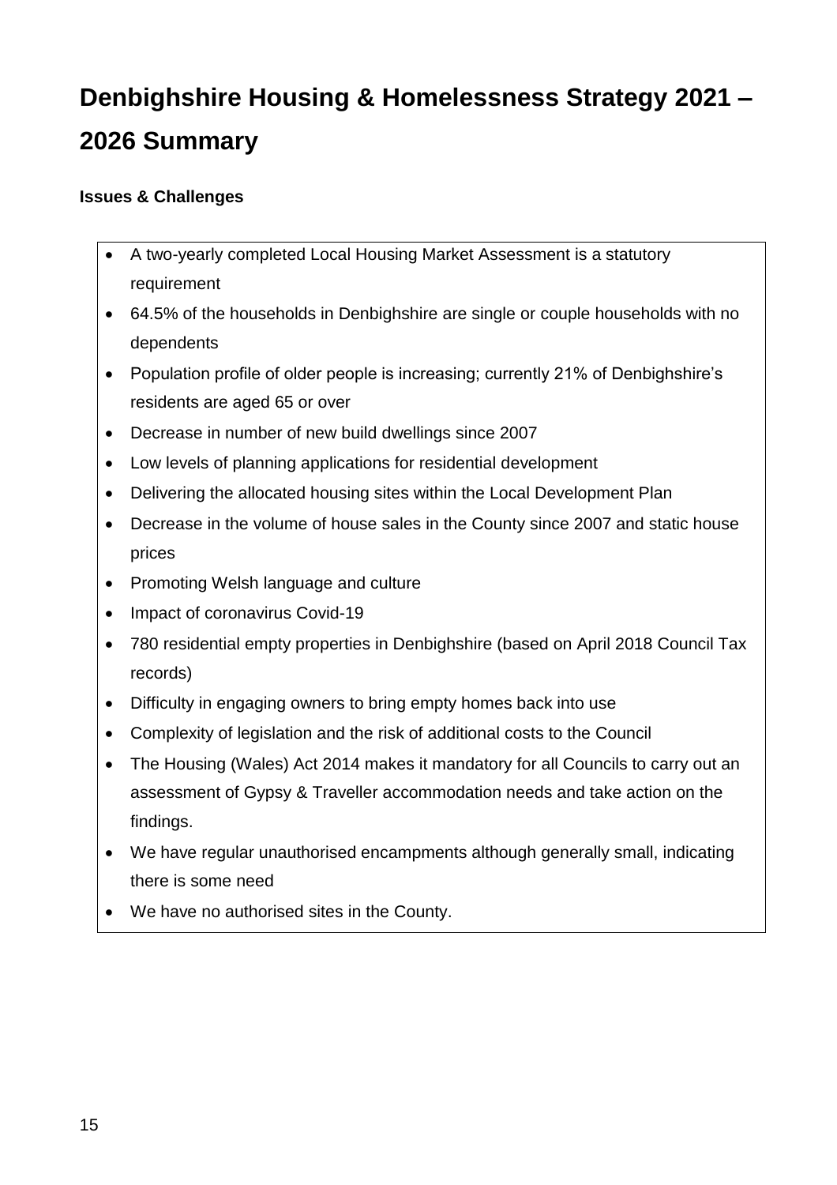# Denbighshire Housing & Homelessness Strategy 2021 – 2026 Summary

**Issues & Challenges**

- A two-yearly completed Local Housing Market Assessment is a statutory requirement
- 64.5% of the households in Denbighshire are single or couple households with no dependents
- Population profile of older people is increasing; currently 21% of Denbighshire's residents are aged 65 or over
- Decrease in number of new build dwellings since 2007
- Low levels of planning applications for residential development
- Delivering the allocated housing sites within the Local Development Plan
- Decrease in the volume of house sales in the County since 2007 and static house prices
- Promoting Welsh language and culture
- Impact of coronavirus Covid-19
- 780 residential empty properties in Denbighshire (based on April 2018 Council Tax records)
- Difficulty in engaging owners to bring empty homes back into use
- Complexity of legislation and the risk of additional costs to the Council
- The Housing (Wales) Act 2014 makes it mandatory for all Councils to carry out an assessment of Gypsy & Traveller accommodation needs and take action on the findings.
- We have regular unauthorised encampments although generally small, indicating there is some need
- We have no authorised sites in the County.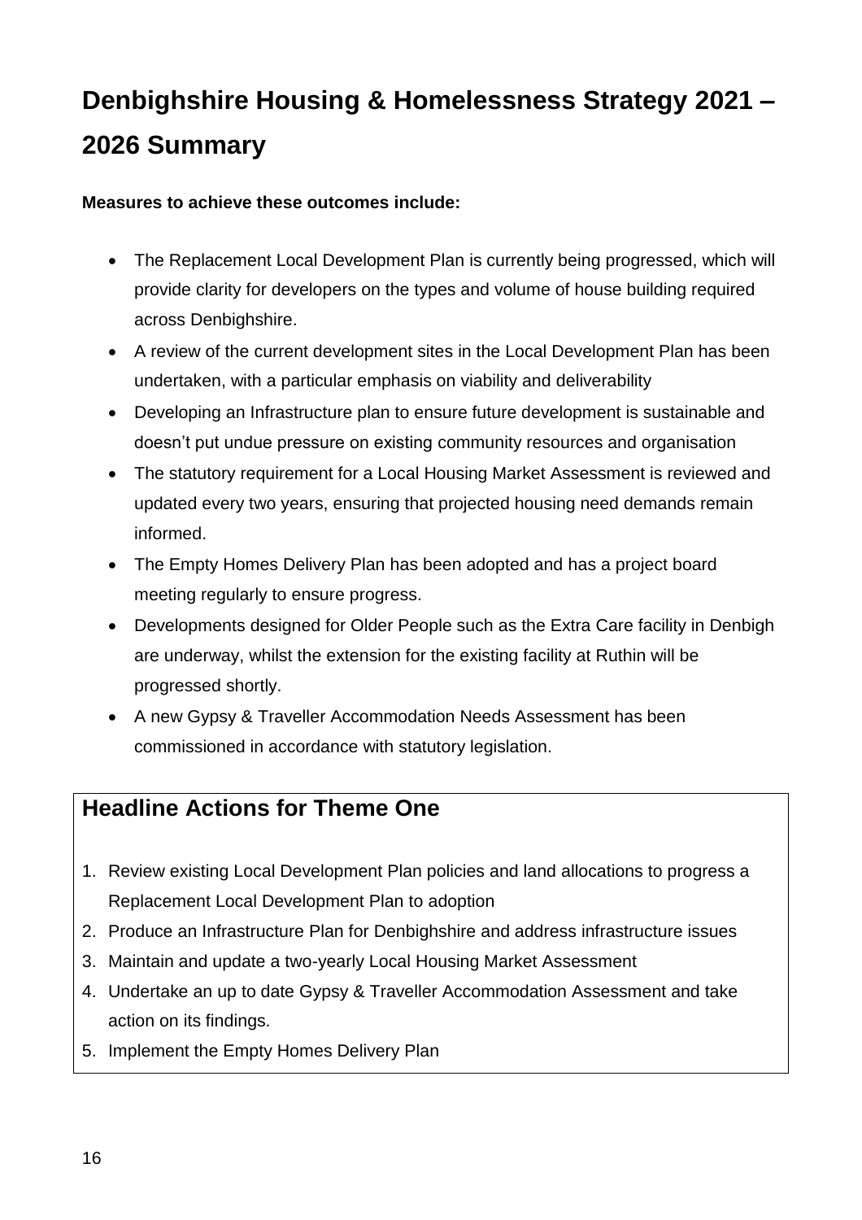# Denbighshire Housing & Homelessness Strategy 2021 – 2026 Summary

**Measures to achieve these outcomes include:**

- The Replacement Local Development Plan is currently being progressed, which will provide clarity for developers on the types and volume of house building required across Denbighshire.
- A review of the current development sites in the Local Development Plan has been undertaken, with a particular emphasis on viability and deliverability
- Developing an Infrastructure plan to ensure future development is sustainable and doesn't put undue pressure on existing community resources and organisation
- The statutory requirement for a Local Housing Market Assessment is reviewed and updated every two years, ensuring that projected housing need demands remain informed.
- The Empty Homes Delivery Plan has been adopted and has a project board meeting regularly to ensure progress.
- Developments designed for Older People such as the Extra Care facility in Denbigh are underway, whilst the extension for the existing facility at Ruthin will be progressed shortly.
- A new Gypsy & Traveller Accommodation Needs Assessment has been commissioned in accordance with statutory legislation.

## Headline Actions for Theme One

1. Review existing Local Development Plan policies and land allocations to progress a Replacement Local Development Plan to adoption
2. Produce an Infrastructure Plan for Denbighshire and address infrastructure issues
3. Maintain and update a two-yearly Local Housing Market Assessment
4. Undertake an up to date Gypsy & Traveller Accommodation Assessment and take action on its findings.
5. Implement the Empty Homes Delivery Plan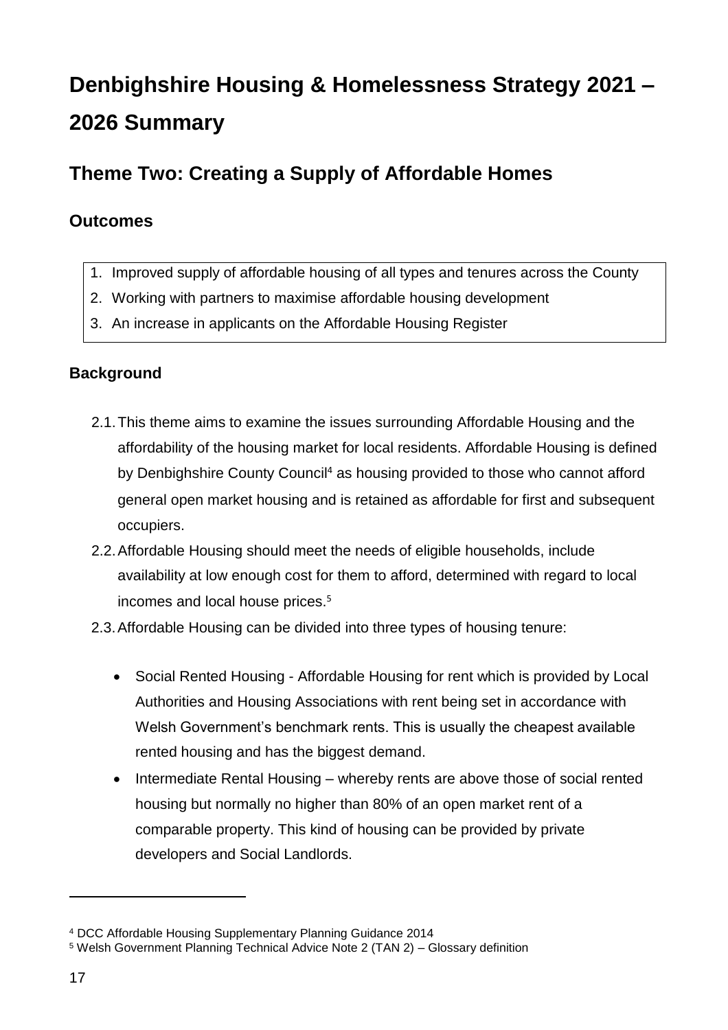# Denbighshire Housing & Homelessness Strategy 2021 – 2026 Summary

## Theme Two: Creating a Supply of Affordable Homes

### Outcomes

1. Improved supply of affordable housing of all types and tenures across the County
2. Working with partners to maximise affordable housing development
3. An increase in applicants on the Affordable Housing Register

### Background

2.1. This theme aims to examine the issues surrounding Affordable Housing and the affordability of the housing market for local residents. Affordable Housing is defined by Denbighshire County Council[4] as housing provided to those who cannot afford general open market housing and is retained as affordable for first and subsequent occupiers.

2.2. Affordable Housing should meet the needs of eligible households, include availability at low enough cost for them to afford, determined with regard to local incomes and local house prices.[5]

2.3. Affordable Housing can be divided into three types of housing tenure:

- Social Rented Housing - Affordable Housing for rent which is provided by Local Authorities and Housing Associations with rent being set in accordance with Welsh Government's benchmark rents. This is usually the cheapest available rented housing and has the biggest demand.
- Intermediate Rental Housing – whereby rents are above those of social rented housing but normally no higher than 80% of an open market rent of a comparable property. This kind of housing can be provided by private developers and Social Landlords.

[4] DCC Affordable Housing Supplementary Planning Guidance 2014

[5] Welsh Government Planning Technical Advice Note 2 (TAN 2) – Glossary definition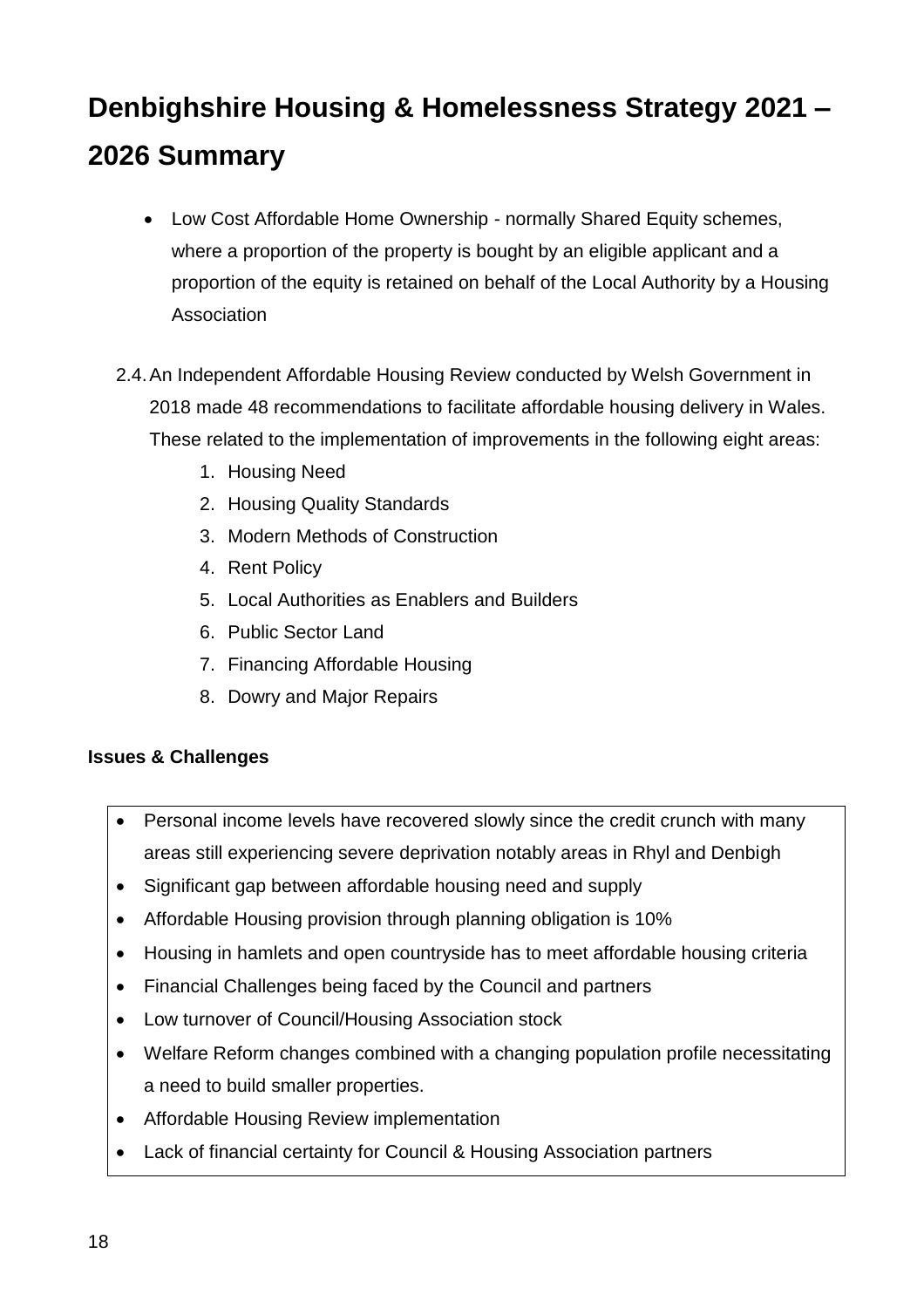# Denbighshire Housing & Homelessness Strategy 2021 – 2026 Summary

- Low Cost Affordable Home Ownership - normally Shared Equity schemes, where a proportion of the property is bought by an eligible applicant and a proportion of the equity is retained on behalf of the Local Authority by a Housing Association

2.4. An Independent Affordable Housing Review conducted by Welsh Government in 2018 made 48 recommendations to facilitate affordable housing delivery in Wales. These related to the implementation of improvements in the following eight areas:

1. Housing Need
2. Housing Quality Standards
3. Modern Methods of Construction
4. Rent Policy
5. Local Authorities as Enablers and Builders
6. Public Sector Land
7. Financing Affordable Housing
8. Dowry and Major Repairs

**Issues & Challenges**

- Personal income levels have recovered slowly since the credit crunch with many areas still experiencing severe deprivation notably areas in Rhyl and Denbigh
- Significant gap between affordable housing need and supply
- Affordable Housing provision through planning obligation is 10%
- Housing in hamlets and open countryside has to meet affordable housing criteria
- Financial Challenges being faced by the Council and partners
- Low turnover of Council/Housing Association stock
- Welfare Reform changes combined with a changing population profile necessitating a need to build smaller properties.
- Affordable Housing Review implementation
- Lack of financial certainty for Council & Housing Association partners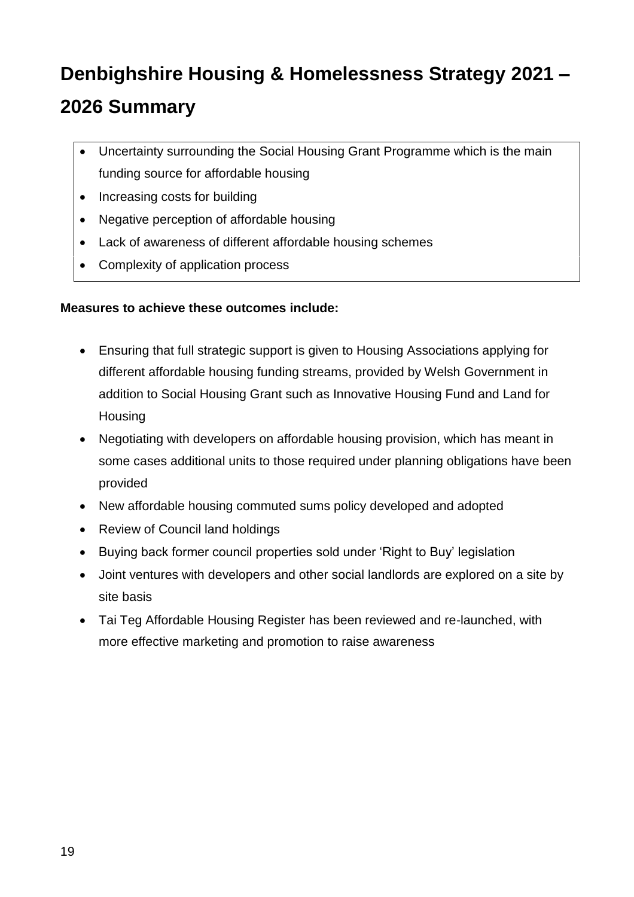# Denbighshire Housing & Homelessness Strategy 2021 – 2026 Summary

- Uncertainty surrounding the Social Housing Grant Programme which is the main funding source for affordable housing
- Increasing costs for building
- Negative perception of affordable housing
- Lack of awareness of different affordable housing schemes
- Complexity of application process

**Measures to achieve these outcomes include:**

- Ensuring that full strategic support is given to Housing Associations applying for different affordable housing funding streams, provided by Welsh Government in addition to Social Housing Grant such as Innovative Housing Fund and Land for Housing
- Negotiating with developers on affordable housing provision, which has meant in some cases additional units to those required under planning obligations have been provided
- New affordable housing commuted sums policy developed and adopted
- Review of Council land holdings
- Buying back former council properties sold under 'Right to Buy' legislation
- Joint ventures with developers and other social landlords are explored on a site by site basis
- Tai Teg Affordable Housing Register has been reviewed and re-launched, with more effective marketing and promotion to raise awareness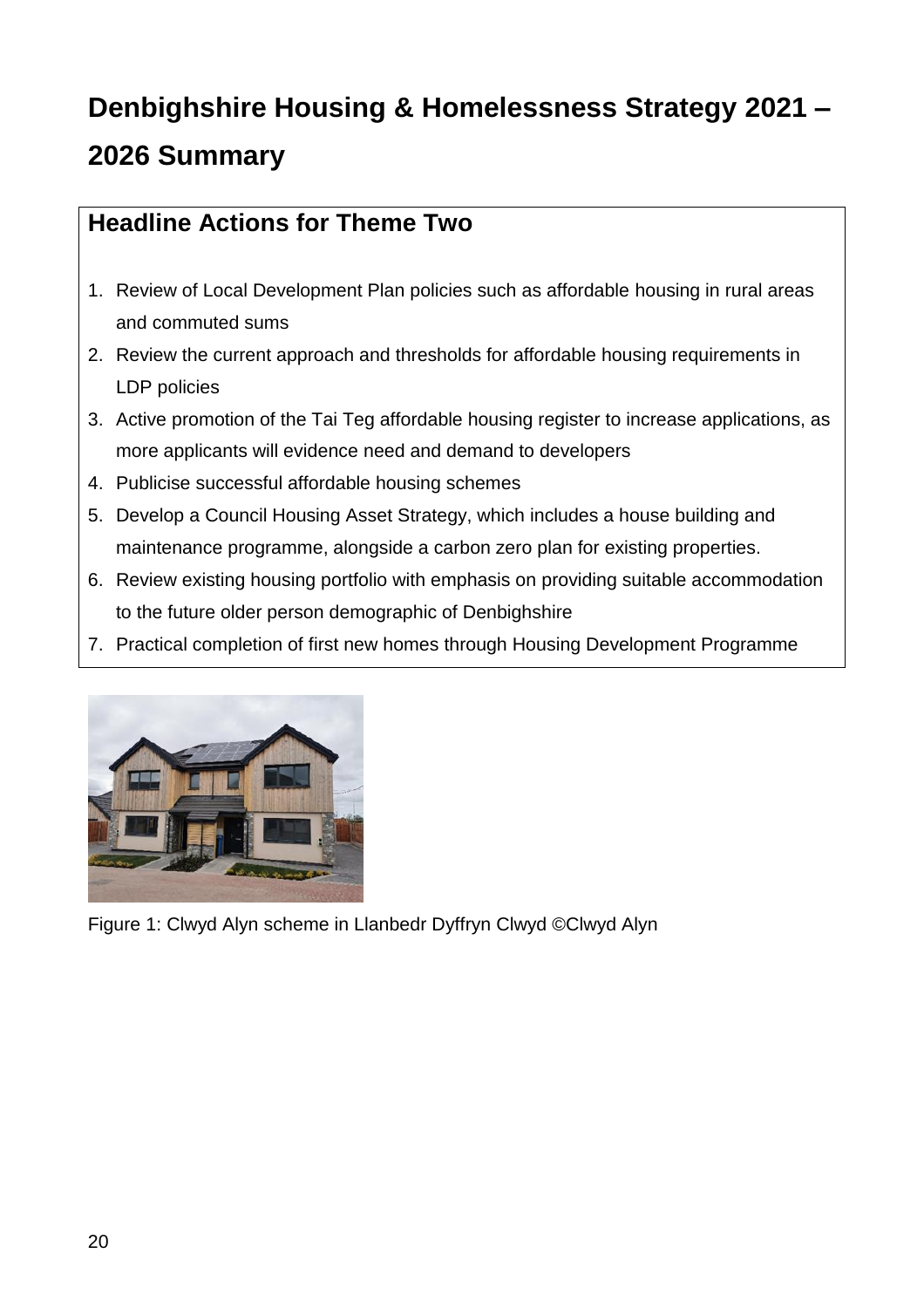# Denbighshire Housing & Homelessness Strategy 2021 – 2026 Summary

## Headline Actions for Theme Two

1. Review of Local Development Plan policies such as affordable housing in rural areas and commuted sums
2. Review the current approach and thresholds for affordable housing requirements in LDP policies
3. Active promotion of the Tai Teg affordable housing register to increase applications, as more applicants will evidence need and demand to developers
4. Publicise successful affordable housing schemes
5. Develop a Council Housing Asset Strategy, which includes a house building and maintenance programme, alongside a carbon zero plan for existing properties.
6. Review existing housing portfolio with emphasis on providing suitable accommodation to the future older person demographic of Denbighshire
7. Practical completion of first new homes through Housing Development Programme

Figure 1: Clwyd Alyn scheme in Llanbedr Dyffryn Clwyd ©Clwyd Alyn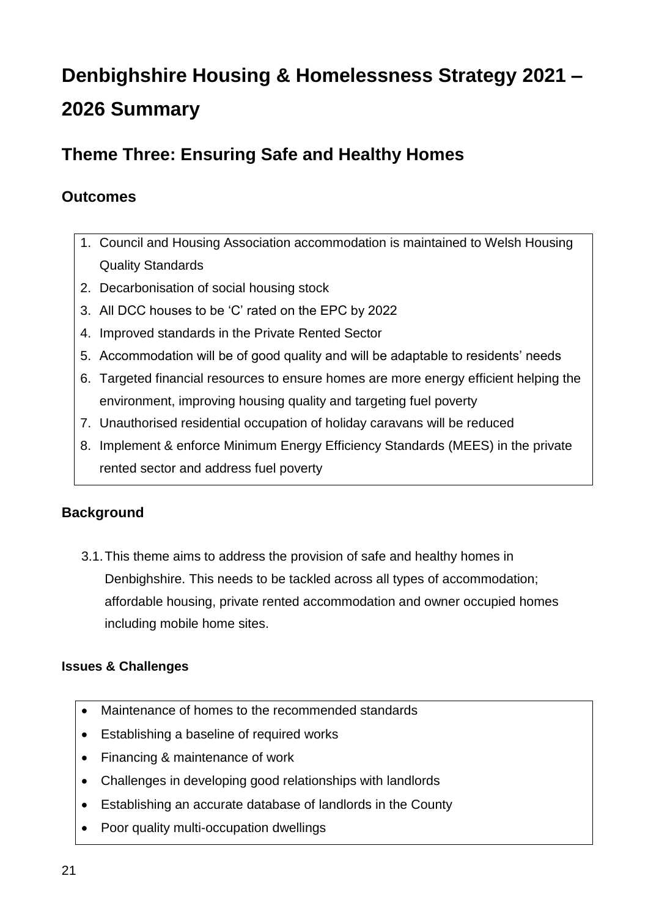# Denbighshire Housing & Homelessness Strategy 2021 – 2026 Summary

## Theme Three: Ensuring Safe and Healthy Homes

### Outcomes

1. Council and Housing Association accommodation is maintained to Welsh Housing Quality Standards
2. Decarbonisation of social housing stock
3. All DCC houses to be 'C' rated on the EPC by 2022
4. Improved standards in the Private Rented Sector
5. Accommodation will be of good quality and will be adaptable to residents' needs
6. Targeted financial resources to ensure homes are more energy efficient helping the environment, improving housing quality and targeting fuel poverty
7. Unauthorised residential occupation of holiday caravans will be reduced
8. Implement & enforce Minimum Energy Efficiency Standards (MEES) in the private rented sector and address fuel poverty

### Background

3.1. This theme aims to address the provision of safe and healthy homes in Denbighshire. This needs to be tackled across all types of accommodation; affordable housing, private rented accommodation and owner occupied homes including mobile home sites.

#### Issues & Challenges

- Maintenance of homes to the recommended standards
- Establishing a baseline of required works
- Financing & maintenance of work
- Challenges in developing good relationships with landlords
- Establishing an accurate database of landlords in the County
- Poor quality multi-occupation dwellings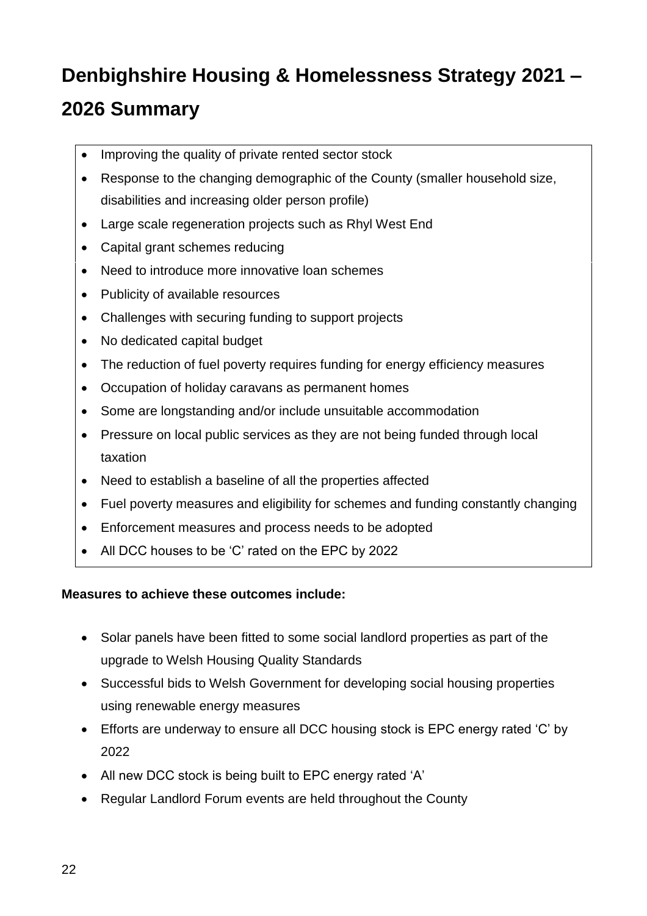# Denbighshire Housing & Homelessness Strategy 2021 – 2026 Summary

- Improving the quality of private rented sector stock
- Response to the changing demographic of the County (smaller household size, disabilities and increasing older person profile)
- Large scale regeneration projects such as Rhyl West End
- Capital grant schemes reducing
- Need to introduce more innovative loan schemes
- Publicity of available resources
- Challenges with securing funding to support projects
- No dedicated capital budget
- The reduction of fuel poverty requires funding for energy efficiency measures
- Occupation of holiday caravans as permanent homes
- Some are longstanding and/or include unsuitable accommodation
- Pressure on local public services as they are not being funded through local taxation
- Need to establish a baseline of all the properties affected
- Fuel poverty measures and eligibility for schemes and funding constantly changing
- Enforcement measures and process needs to be adopted
- All DCC houses to be 'C' rated on the EPC by 2022

**Measures to achieve these outcomes include:**

- Solar panels have been fitted to some social landlord properties as part of the upgrade to Welsh Housing Quality Standards
- Successful bids to Welsh Government for developing social housing properties using renewable energy measures
- Efforts are underway to ensure all DCC housing stock is EPC energy rated 'C' by 2022
- All new DCC stock is being built to EPC energy rated 'A'
- Regular Landlord Forum events are held throughout the County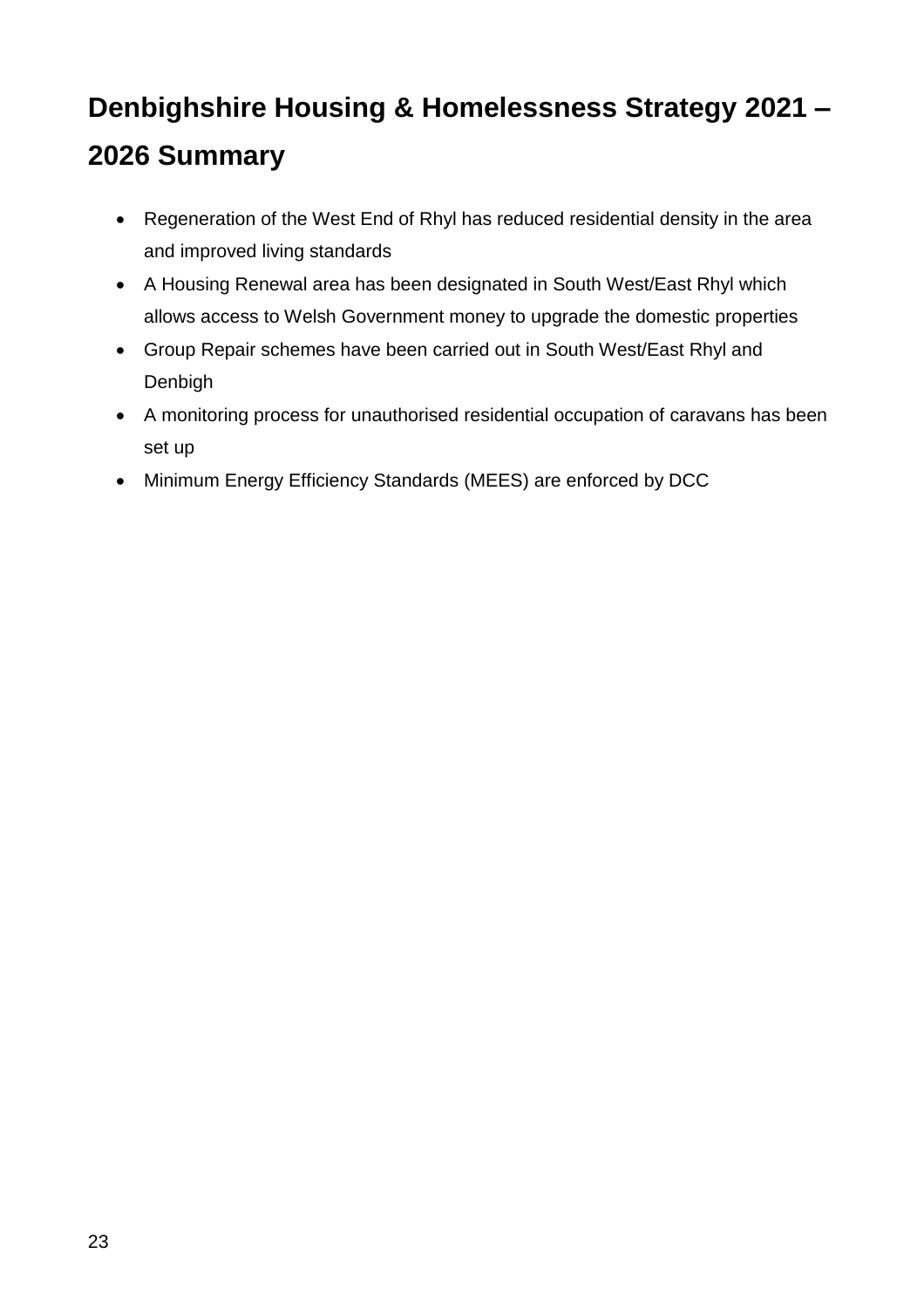# Denbighshire Housing & Homelessness Strategy 2021 – 2026 Summary

- Regeneration of the West End of Rhyl has reduced residential density in the area and improved living standards
- A Housing Renewal area has been designated in South West/East Rhyl which allows access to Welsh Government money to upgrade the domestic properties
- Group Repair schemes have been carried out in South West/East Rhyl and Denbigh
- A monitoring process for unauthorised residential occupation of caravans has been set up
- Minimum Energy Efficiency Standards (MEES) are enforced by DCC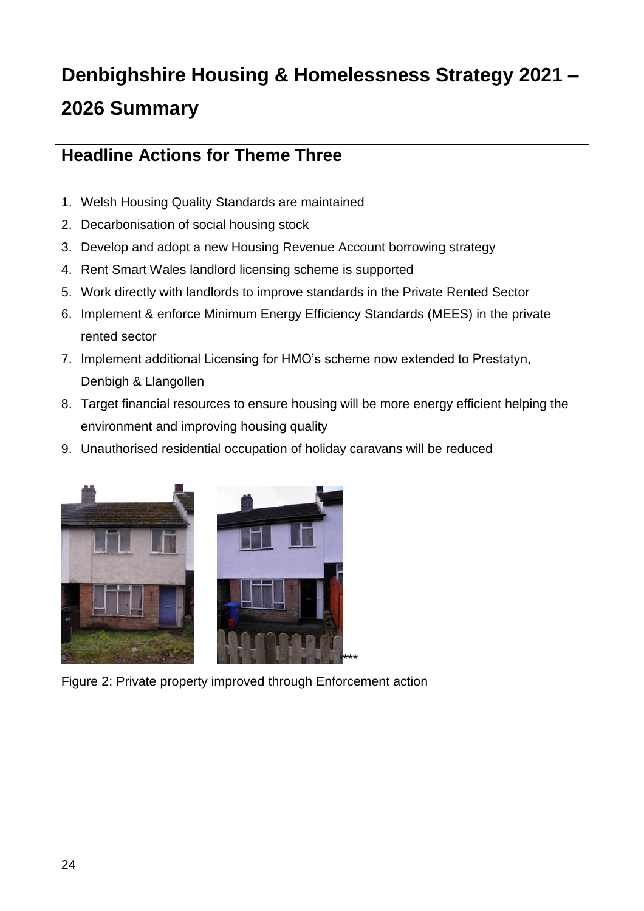# Denbighshire Housing & Homelessness Strategy 2021 – 2026 Summary

## Headline Actions for Theme Three

1. Welsh Housing Quality Standards are maintained
2. Decarbonisation of social housing stock
3. Develop and adopt a new Housing Revenue Account borrowing strategy
4. Rent Smart Wales landlord licensing scheme is supported
5. Work directly with landlords to improve standards in the Private Rented Sector
6. Implement & enforce Minimum Energy Efficiency Standards (MEES) in the private rented sector
7. Implement additional Licensing for HMO's scheme now extended to Prestatyn, Denbigh & Llangollen
8. Target financial resources to ensure housing will be more energy efficient helping the environment and improving housing quality
9. Unauthorised residential occupation of holiday caravans will be reduced

***

Figure 2: Private property improved through Enforcement action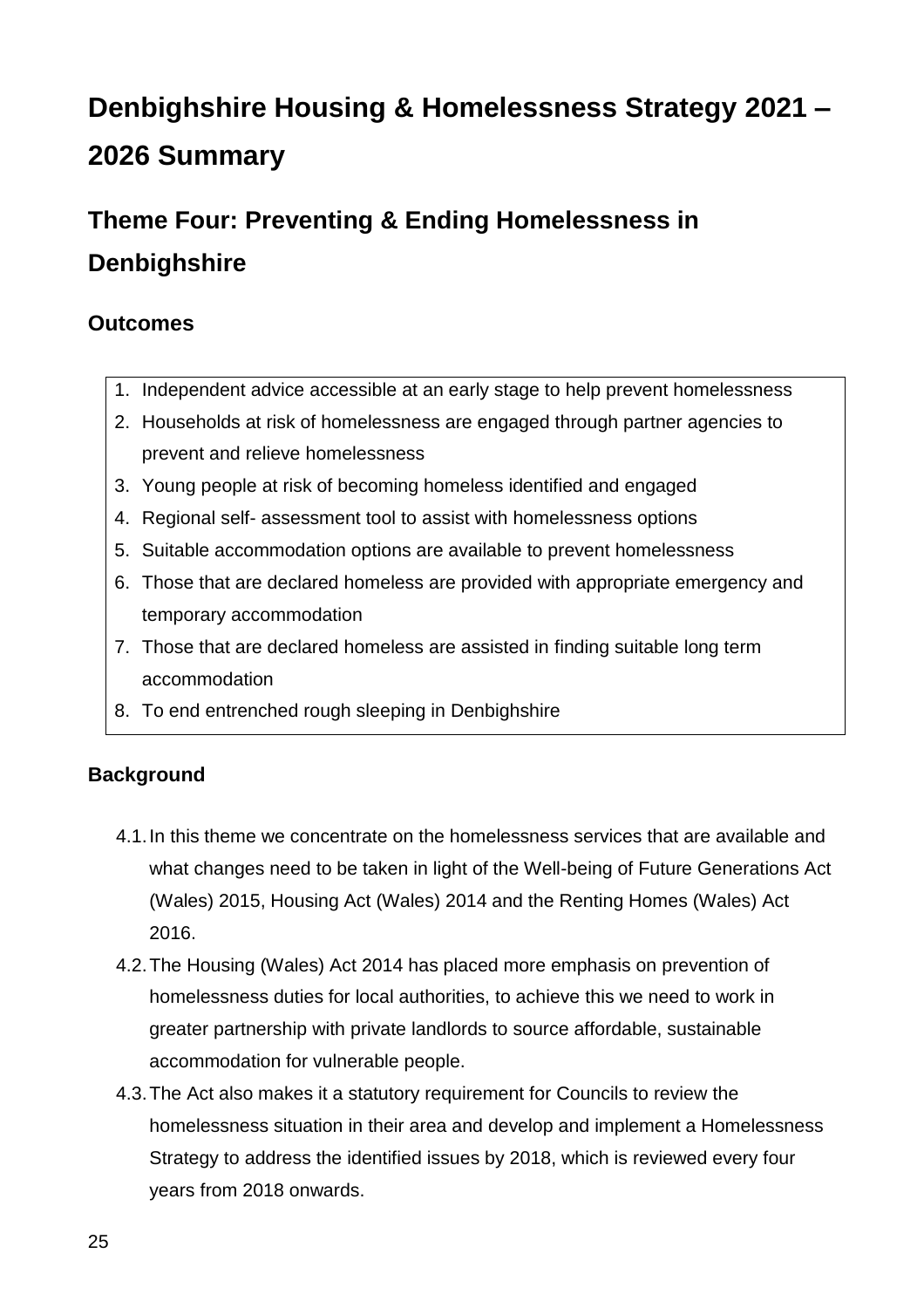# Denbighshire Housing & Homelessness Strategy 2021 – 2026 Summary

## Theme Four: Preventing & Ending Homelessness in Denbighshire

### Outcomes

1. Independent advice accessible at an early stage to help prevent homelessness
2. Households at risk of homelessness are engaged through partner agencies to prevent and relieve homelessness
3. Young people at risk of becoming homeless identified and engaged
4. Regional self- assessment tool to assist with homelessness options
5. Suitable accommodation options are available to prevent homelessness
6. Those that are declared homeless are provided with appropriate emergency and temporary accommodation
7. Those that are declared homeless are assisted in finding suitable long term accommodation
8. To end entrenched rough sleeping in Denbighshire

### Background

4.1. In this theme we concentrate on the homelessness services that are available and what changes need to be taken in light of the Well-being of Future Generations Act (Wales) 2015, Housing Act (Wales) 2014 and the Renting Homes (Wales) Act 2016.

4.2. The Housing (Wales) Act 2014 has placed more emphasis on prevention of homelessness duties for local authorities, to achieve this we need to work in greater partnership with private landlords to source affordable, sustainable accommodation for vulnerable people.

4.3. The Act also makes it a statutory requirement for Councils to review the homelessness situation in their area and develop and implement a Homelessness Strategy to address the identified issues by 2018, which is reviewed every four years from 2018 onwards.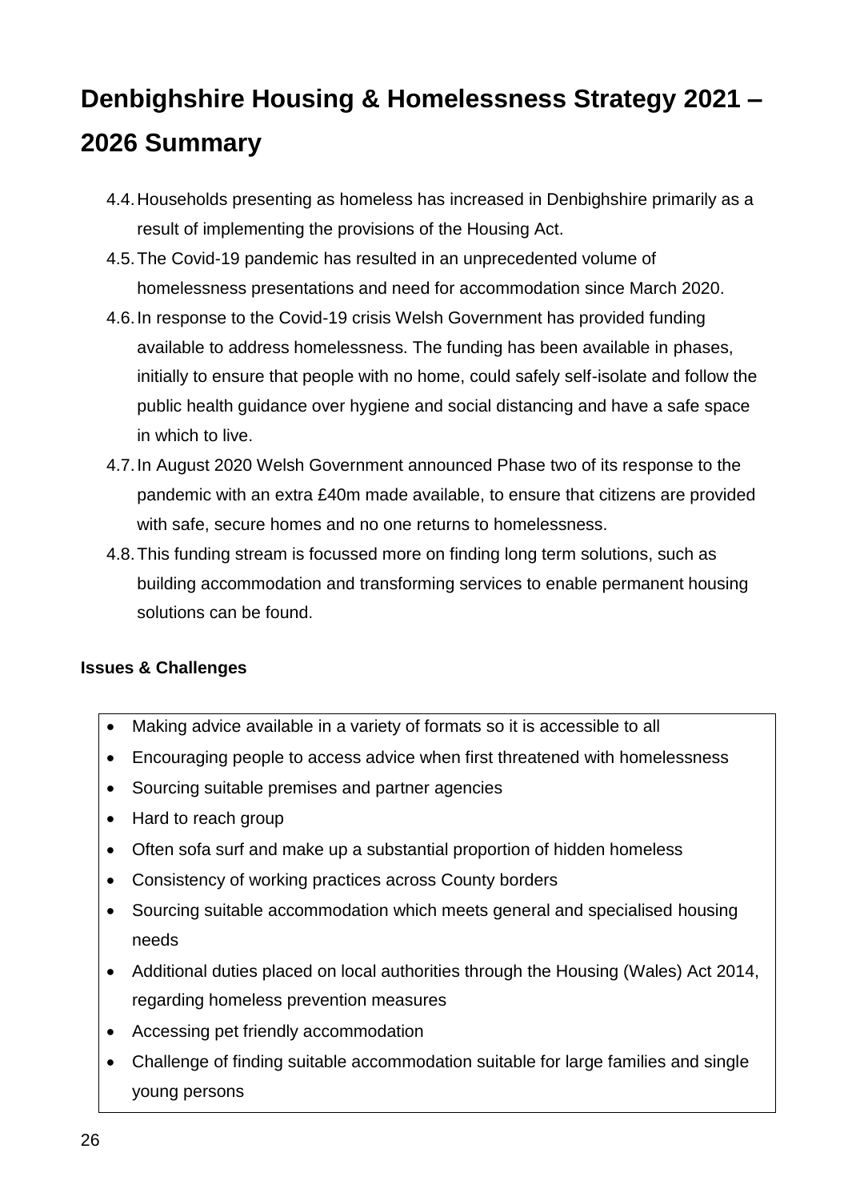# Denbighshire Housing & Homelessness Strategy 2021 – 2026 Summary

4.4. Households presenting as homeless has increased in Denbighshire primarily as a result of implementing the provisions of the Housing Act.

4.5. The Covid-19 pandemic has resulted in an unprecedented volume of homelessness presentations and need for accommodation since March 2020.

4.6. In response to the Covid-19 crisis Welsh Government has provided funding available to address homelessness. The funding has been available in phases, initially to ensure that people with no home, could safely self-isolate and follow the public health guidance over hygiene and social distancing and have a safe space in which to live.

4.7. In August 2020 Welsh Government announced Phase two of its response to the pandemic with an extra £40m made available, to ensure that citizens are provided with safe, secure homes and no one returns to homelessness.

4.8. This funding stream is focussed more on finding long term solutions, such as building accommodation and transforming services to enable permanent housing solutions can be found.

**Issues & Challenges**

- Making advice available in a variety of formats so it is accessible to all
- Encouraging people to access advice when first threatened with homelessness
- Sourcing suitable premises and partner agencies
- Hard to reach group
- Often sofa surf and make up a substantial proportion of hidden homeless
- Consistency of working practices across County borders
- Sourcing suitable accommodation which meets general and specialised housing needs
- Additional duties placed on local authorities through the Housing (Wales) Act 2014, regarding homeless prevention measures
- Accessing pet friendly accommodation
- Challenge of finding suitable accommodation suitable for large families and single young persons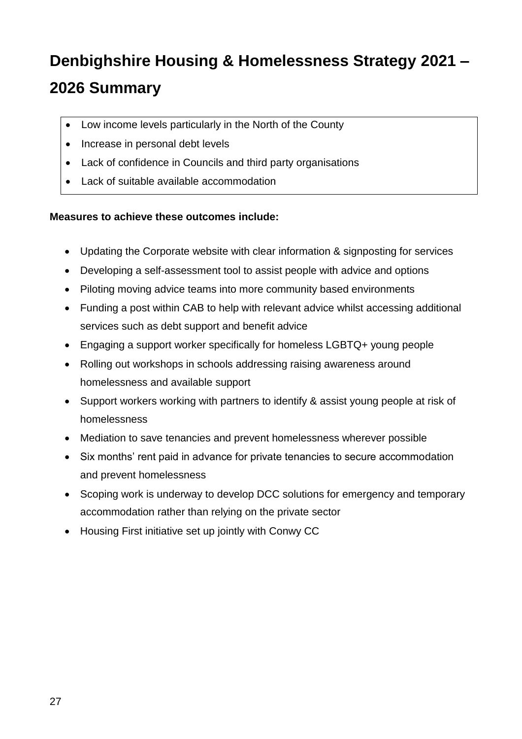# Denbighshire Housing & Homelessness Strategy 2021 – 2026 Summary

- Low income levels particularly in the North of the County
- Increase in personal debt levels
- Lack of confidence in Councils and third party organisations
- Lack of suitable available accommodation

**Measures to achieve these outcomes include:**

- Updating the Corporate website with clear information & signposting for services
- Developing a self-assessment tool to assist people with advice and options
- Piloting moving advice teams into more community based environments
- Funding a post within CAB to help with relevant advice whilst accessing additional services such as debt support and benefit advice
- Engaging a support worker specifically for homeless LGBTQ+ young people
- Rolling out workshops in schools addressing raising awareness around homelessness and available support
- Support workers working with partners to identify & assist young people at risk of homelessness
- Mediation to save tenancies and prevent homelessness wherever possible
- Six months' rent paid in advance for private tenancies to secure accommodation and prevent homelessness
- Scoping work is underway to develop DCC solutions for emergency and temporary accommodation rather than relying on the private sector
- Housing First initiative set up jointly with Conwy CC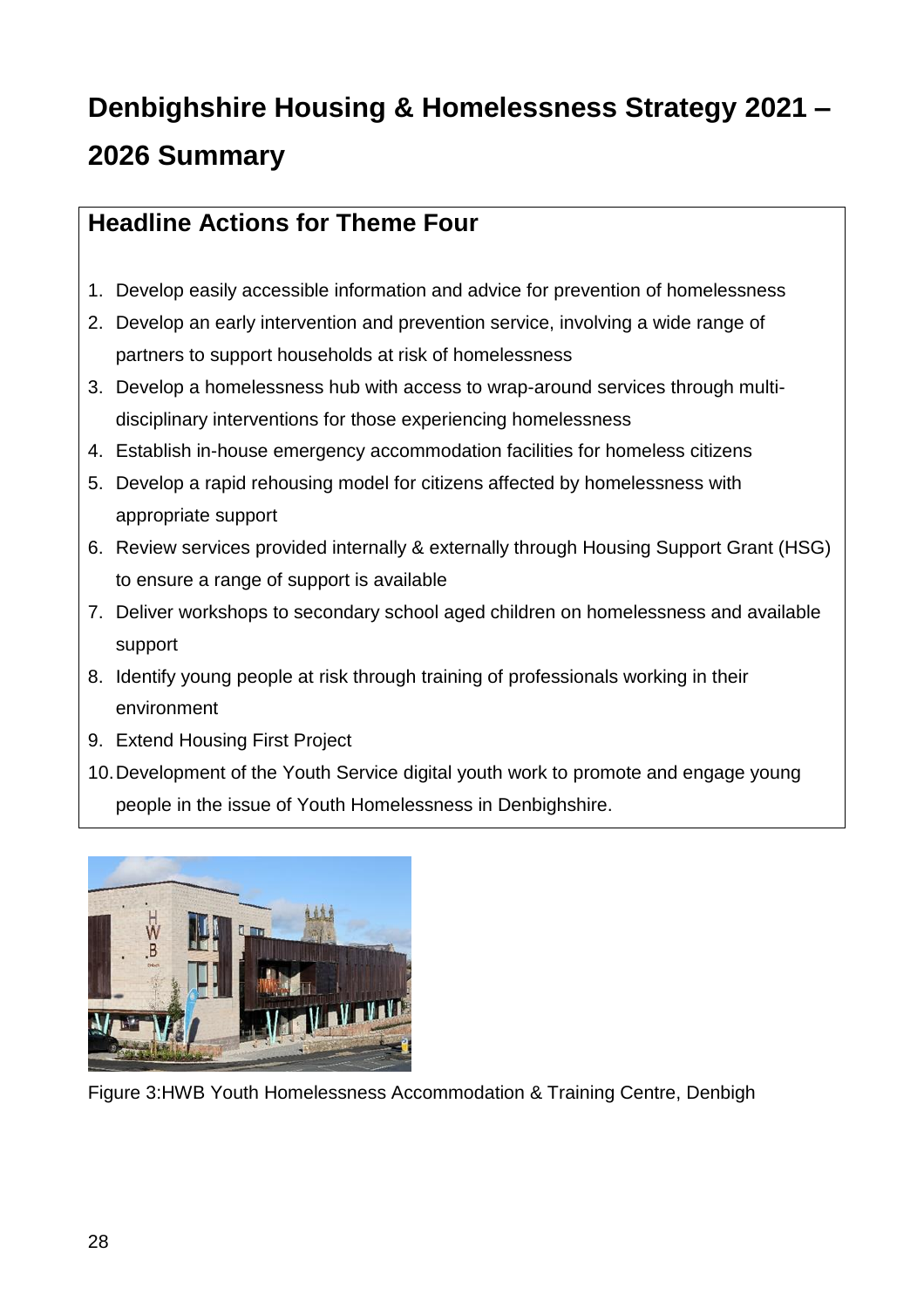# Denbighshire Housing & Homelessness Strategy 2021 – 2026 Summary

## Headline Actions for Theme Four

1. Develop easily accessible information and advice for prevention of homelessness
2. Develop an early intervention and prevention service, involving a wide range of partners to support households at risk of homelessness
3. Develop a homelessness hub with access to wrap-around services through multi-disciplinary interventions for those experiencing homelessness
4. Establish in-house emergency accommodation facilities for homeless citizens
5. Develop a rapid rehousing model for citizens affected by homelessness with appropriate support
6. Review services provided internally & externally through Housing Support Grant (HSG) to ensure a range of support is available
7. Deliver workshops to secondary school aged children on homelessness and available support
8. Identify young people at risk through training of professionals working in their environment
9. Extend Housing First Project
10. Development of the Youth Service digital youth work to promote and engage young people in the issue of Youth Homelessness in Denbighshire.

Figure 3:HWB Youth Homelessness Accommodation & Training Centre, Denbigh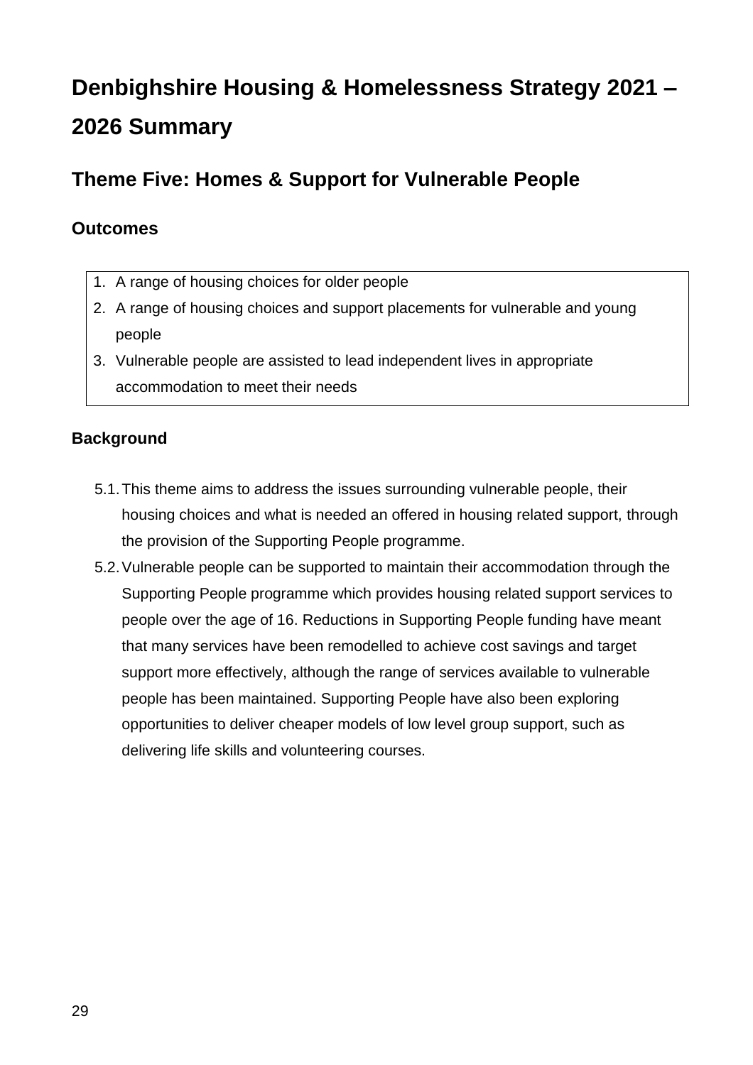# Denbighshire Housing & Homelessness Strategy 2021 – 2026 Summary

## Theme Five: Homes & Support for Vulnerable People

### Outcomes

1. A range of housing choices for older people
2. A range of housing choices and support placements for vulnerable and young people
3. Vulnerable people are assisted to lead independent lives in appropriate accommodation to meet their needs

### Background

5.1. This theme aims to address the issues surrounding vulnerable people, their housing choices and what is needed an offered in housing related support, through the provision of the Supporting People programme.

5.2. Vulnerable people can be supported to maintain their accommodation through the Supporting People programme which provides housing related support services to people over the age of 16. Reductions in Supporting People funding have meant that many services have been remodelled to achieve cost savings and target support more effectively, although the range of services available to vulnerable people has been maintained. Supporting People have also been exploring opportunities to deliver cheaper models of low level group support, such as delivering life skills and volunteering courses.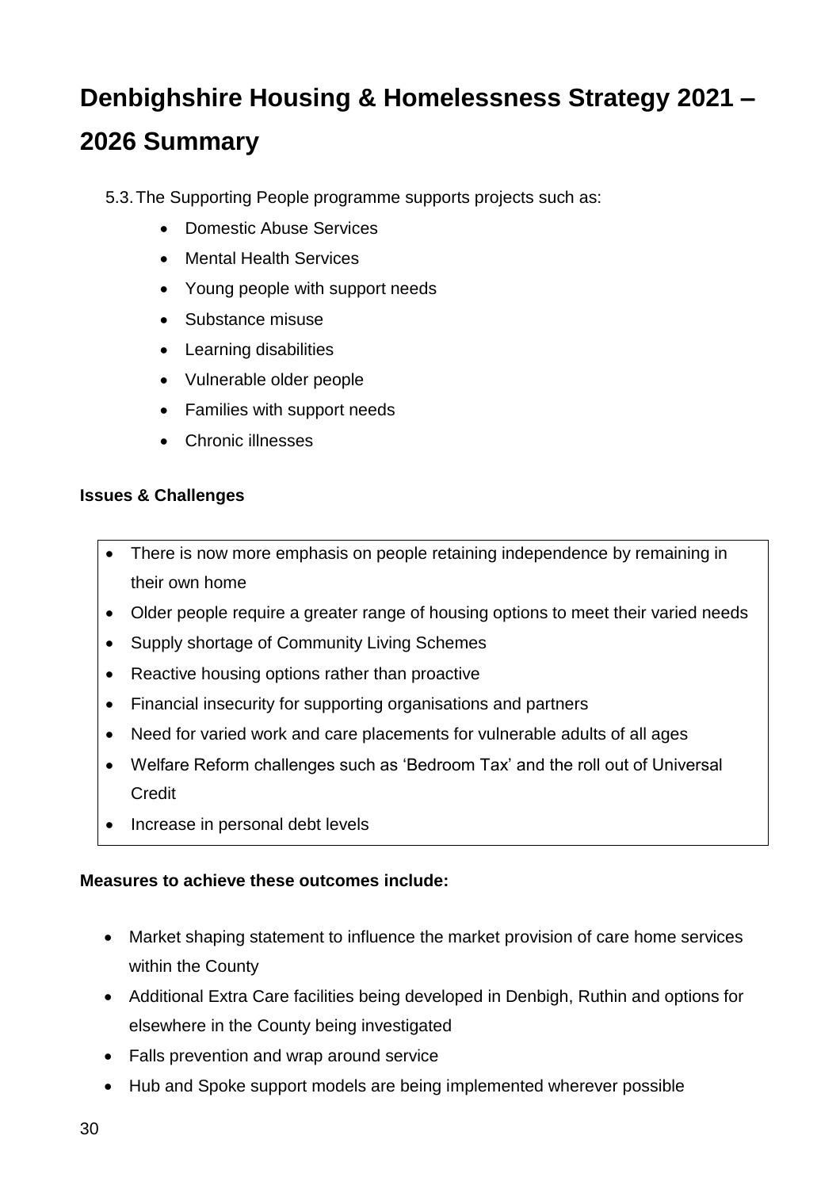# Denbighshire Housing & Homelessness Strategy 2021 – 2026 Summary

5.3. The Supporting People programme supports projects such as:

- Domestic Abuse Services
- Mental Health Services
- Young people with support needs
- Substance misuse
- Learning disabilities
- Vulnerable older people
- Families with support needs
- Chronic illnesses

**Issues & Challenges**

- There is now more emphasis on people retaining independence by remaining in their own home
- Older people require a greater range of housing options to meet their varied needs
- Supply shortage of Community Living Schemes
- Reactive housing options rather than proactive
- Financial insecurity for supporting organisations and partners
- Need for varied work and care placements for vulnerable adults of all ages
- Welfare Reform challenges such as 'Bedroom Tax' and the roll out of Universal Credit
- Increase in personal debt levels

**Measures to achieve these outcomes include:**

- Market shaping statement to influence the market provision of care home services within the County
- Additional Extra Care facilities being developed in Denbigh, Ruthin and options for elsewhere in the County being investigated
- Falls prevention and wrap around service
- Hub and Spoke support models are being implemented wherever possible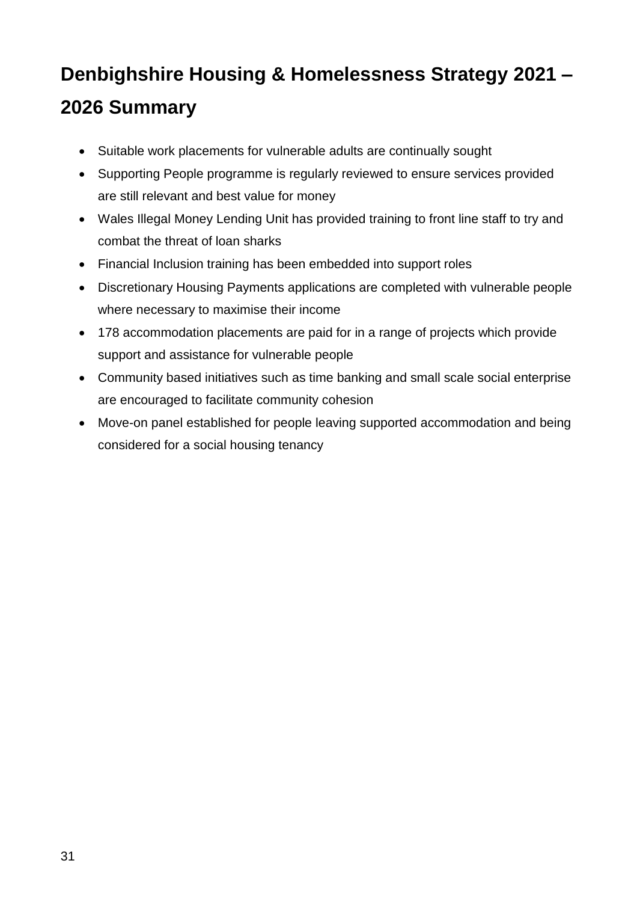## Denbighshire Housing & Homelessness Strategy 2021 – 2026 Summary

- Suitable work placements for vulnerable adults are continually sought
- Supporting People programme is regularly reviewed to ensure services provided are still relevant and best value for money
- Wales Illegal Money Lending Unit has provided training to front line staff to try and combat the threat of loan sharks
- Financial Inclusion training has been embedded into support roles
- Discretionary Housing Payments applications are completed with vulnerable people where necessary to maximise their income
- 178 accommodation placements are paid for in a range of projects which provide support and assistance for vulnerable people
- Community based initiatives such as time banking and small scale social enterprise are encouraged to facilitate community cohesion
- Move-on panel established for people leaving supported accommodation and being considered for a social housing tenancy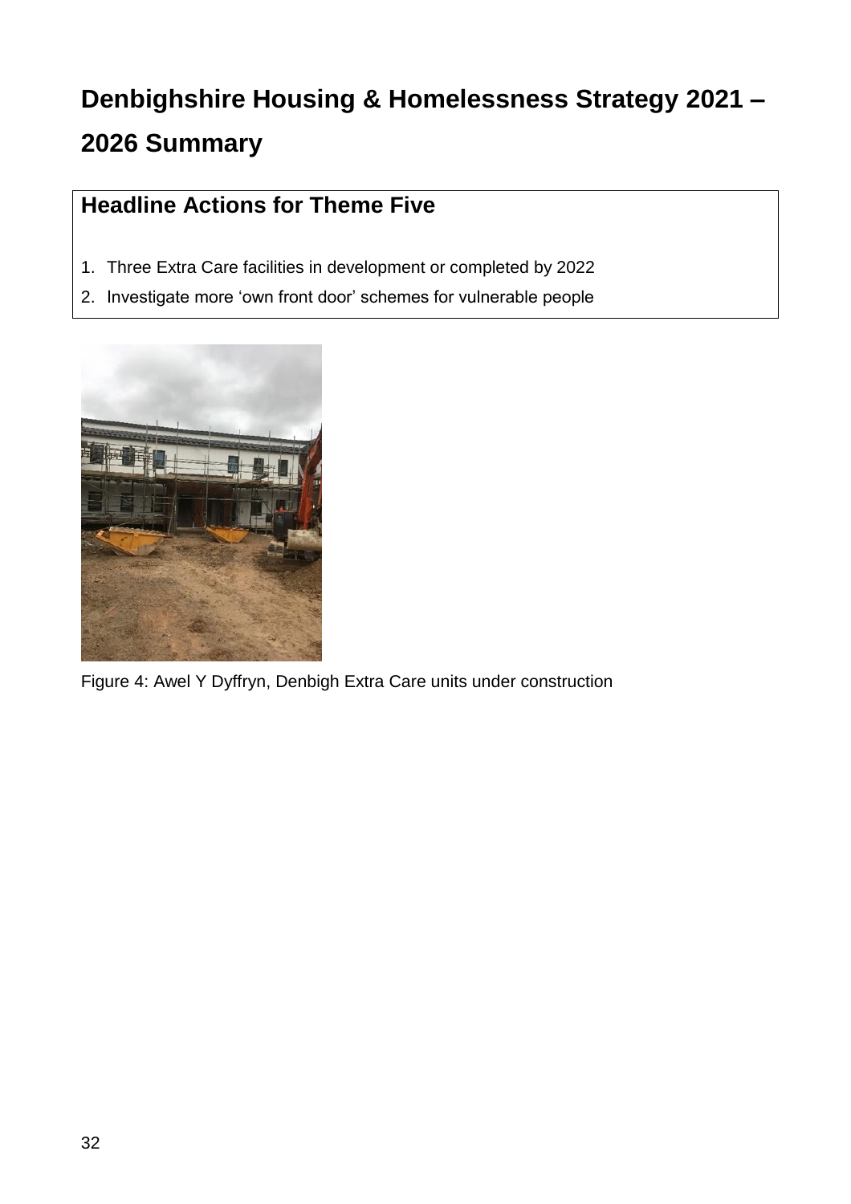# Denbighshire Housing & Homelessness Strategy 2021 – 2026 Summary

## Headline Actions for Theme Five

1. Three Extra Care facilities in development or completed by 2022
2. Investigate more 'own front door' schemes for vulnerable people

Figure 4: Awel Y Dyffryn, Denbigh Extra Care units under construction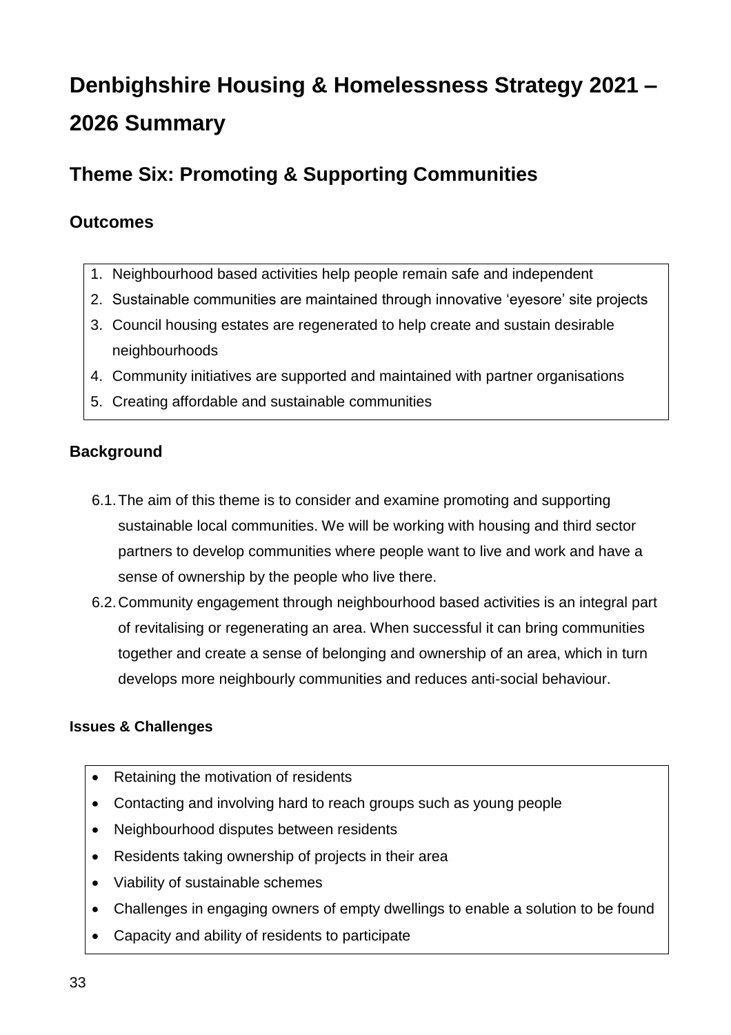# Denbighshire Housing & Homelessness Strategy 2021 – 2026 Summary

## Theme Six: Promoting & Supporting Communities

### Outcomes

1. Neighbourhood based activities help people remain safe and independent
2. Sustainable communities are maintained through innovative 'eyesore' site projects
3. Council housing estates are regenerated to help create and sustain desirable neighbourhoods
4. Community initiatives are supported and maintained with partner organisations
5. Creating affordable and sustainable communities

### Background

6.1. The aim of this theme is to consider and examine promoting and supporting sustainable local communities. We will be working with housing and third sector partners to develop communities where people want to live and work and have a sense of ownership by the people who live there.

6.2. Community engagement through neighbourhood based activities is an integral part of revitalising or regenerating an area. When successful it can bring communities together and create a sense of belonging and ownership of an area, which in turn develops more neighbourly communities and reduces anti-social behaviour.

#### Issues & Challenges

- Retaining the motivation of residents
- Contacting and involving hard to reach groups such as young people
- Neighbourhood disputes between residents
- Residents taking ownership of projects in their area
- Viability of sustainable schemes
- Challenges in engaging owners of empty dwellings to enable a solution to be found
- Capacity and ability of residents to participate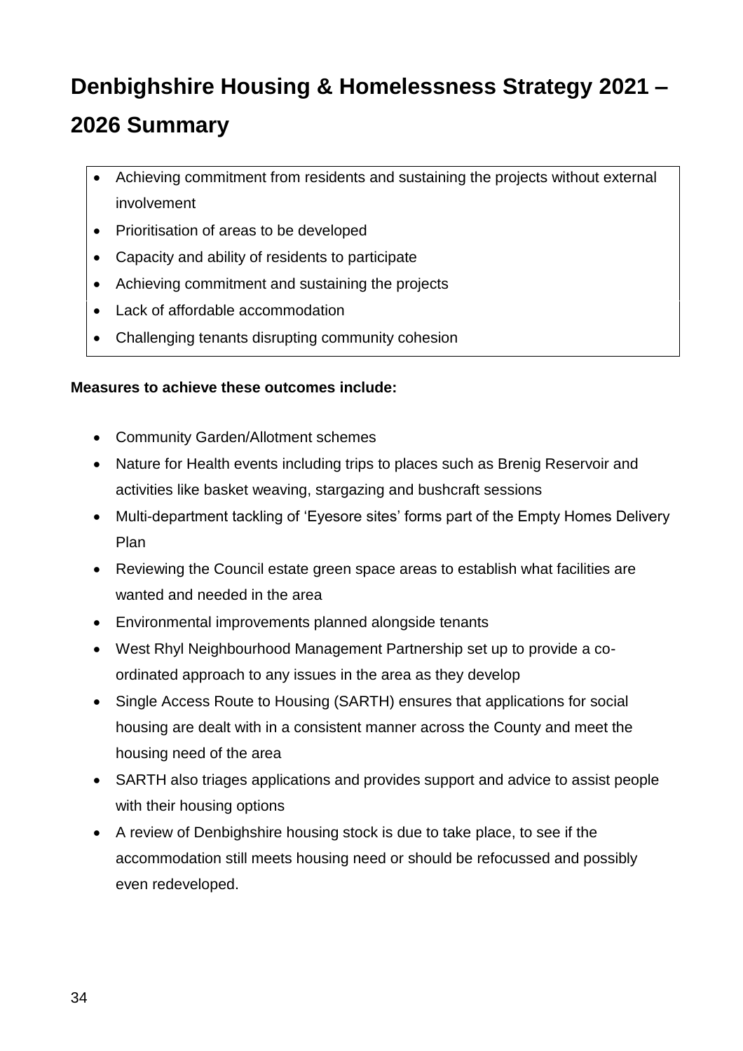# Denbighshire Housing & Homelessness Strategy 2021 – 2026 Summary

- Achieving commitment from residents and sustaining the projects without external involvement
- Prioritisation of areas to be developed
- Capacity and ability of residents to participate
- Achieving commitment and sustaining the projects
- Lack of affordable accommodation
- Challenging tenants disrupting community cohesion

**Measures to achieve these outcomes include:**

- Community Garden/Allotment schemes
- Nature for Health events including trips to places such as Brenig Reservoir and activities like basket weaving, stargazing and bushcraft sessions
- Multi-department tackling of 'Eyesore sites' forms part of the Empty Homes Delivery Plan
- Reviewing the Council estate green space areas to establish what facilities are wanted and needed in the area
- Environmental improvements planned alongside tenants
- West Rhyl Neighbourhood Management Partnership set up to provide a co-ordinated approach to any issues in the area as they develop
- Single Access Route to Housing (SARTH) ensures that applications for social housing are dealt with in a consistent manner across the County and meet the housing need of the area
- SARTH also triages applications and provides support and advice to assist people with their housing options
- A review of Denbighshire housing stock is due to take place, to see if the accommodation still meets housing need or should be refocussed and possibly even redeveloped.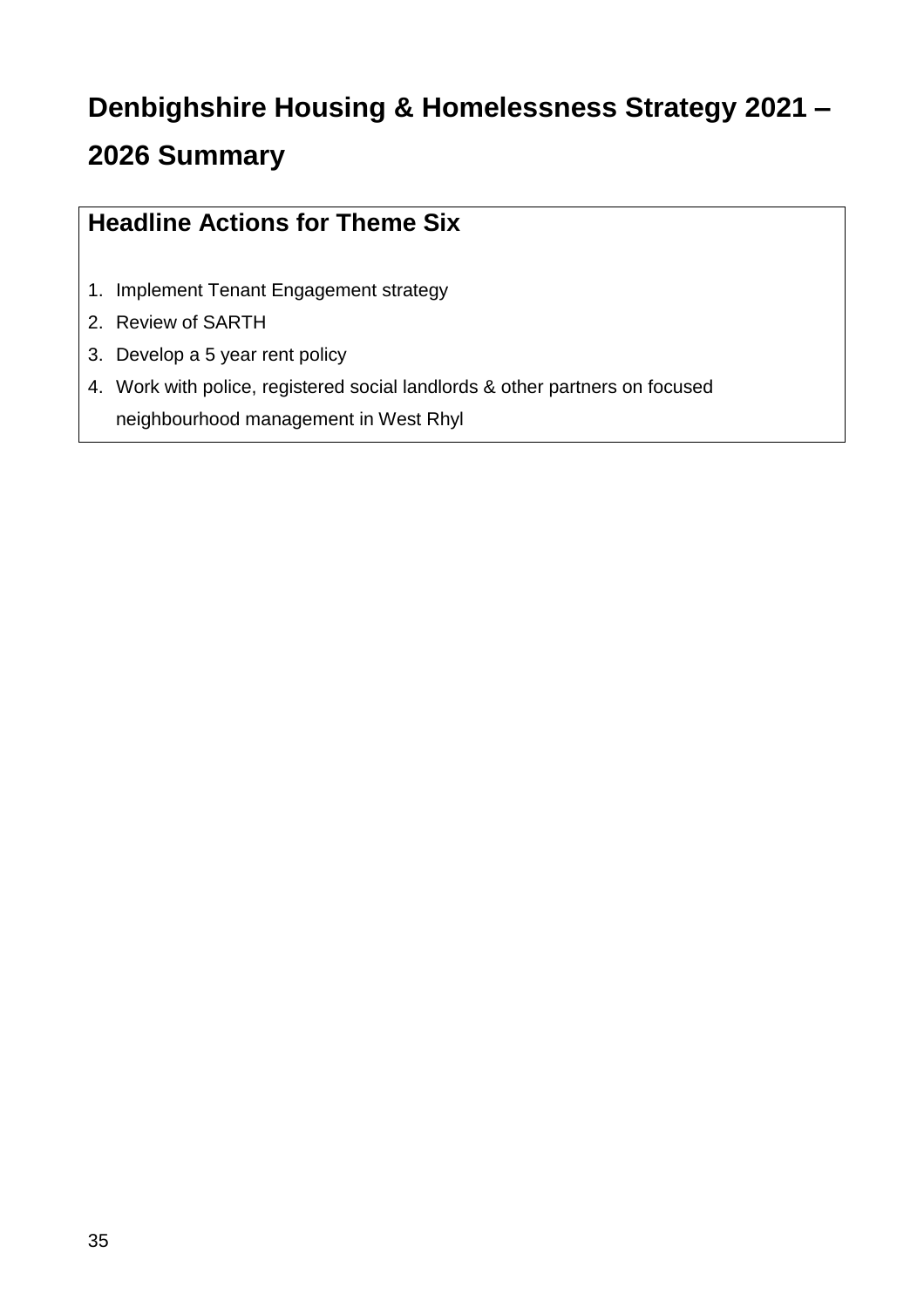# Denbighshire Housing & Homelessness Strategy 2021 – 2026 Summary

## Headline Actions for Theme Six

1. Implement Tenant Engagement strategy
2. Review of SARTH
3. Develop a 5 year rent policy
4. Work with police, registered social landlords & other partners on focused neighbourhood management in West Rhyl